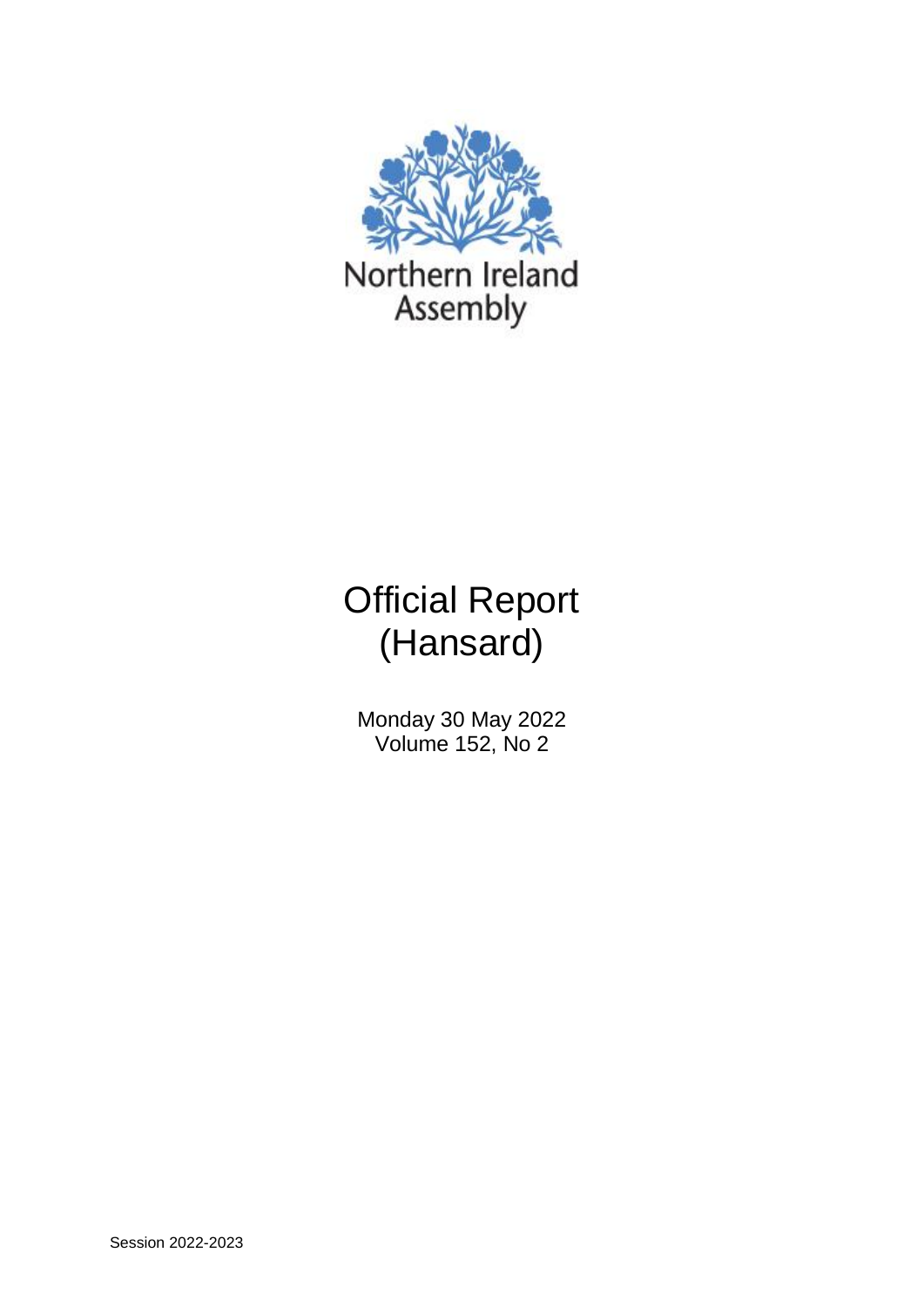Northern Ireland Assembly

# Official Report (Hansard)

Monday 30 May 2022
Volume 152, No 2

Session 2022-2023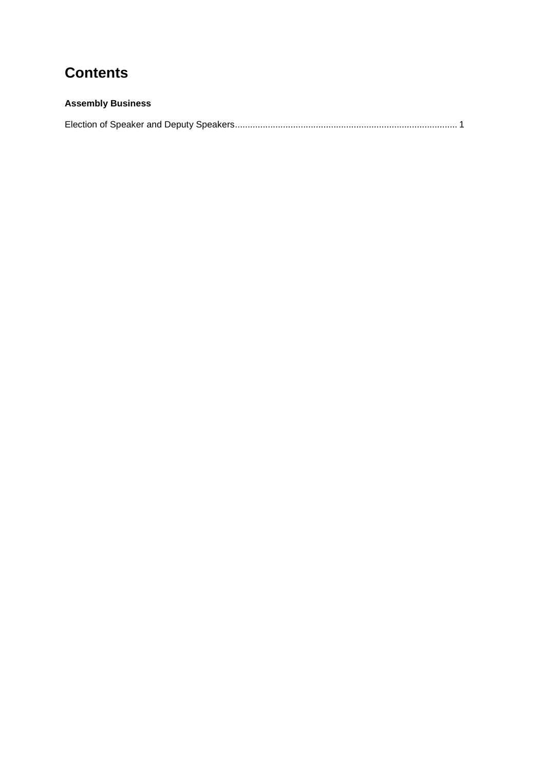# Contents

**Assembly Business**

Election of Speaker and Deputy Speakers........................................................................................ 1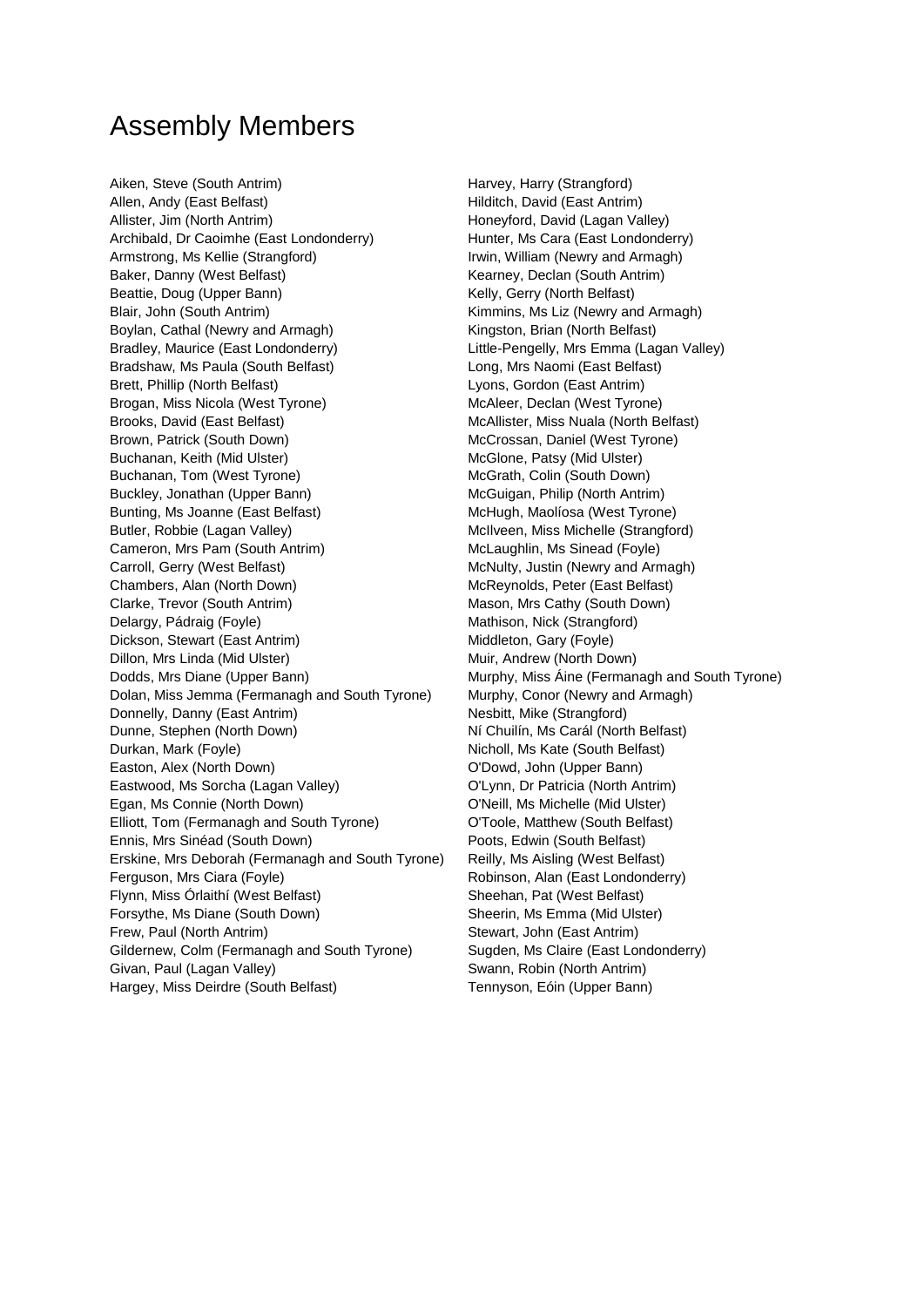# Assembly Members

Aiken, Steve (South Antrim)
Allen, Andy (East Belfast)
Allister, Jim (North Antrim)
Archibald, Dr Caoimhe (East Londonderry)
Armstrong, Ms Kellie (Strangford)
Baker, Danny (West Belfast)
Beattie, Doug (Upper Bann)
Blair, John (South Antrim)
Boylan, Cathal (Newry and Armagh)
Bradley, Maurice (East Londonderry)
Bradshaw, Ms Paula (South Belfast)
Brett, Phillip (North Belfast)
Brogan, Miss Nicola (West Tyrone)
Brooks, David (East Belfast)
Brown, Patrick (South Down)
Buchanan, Keith (Mid Ulster)
Buchanan, Tom (West Tyrone)
Buckley, Jonathan (Upper Bann)
Bunting, Ms Joanne (East Belfast)
Butler, Robbie (Lagan Valley)
Cameron, Mrs Pam (South Antrim)
Carroll, Gerry (West Belfast)
Chambers, Alan (North Down)
Clarke, Trevor (South Antrim)
Delargy, Pádraig (Foyle)
Dickson, Stewart (East Antrim)
Dillon, Mrs Linda (Mid Ulster)
Dodds, Mrs Diane (Upper Bann)
Dolan, Miss Jemma (Fermanagh and South Tyrone)
Donnelly, Danny (East Antrim)
Dunne, Stephen (North Down)
Durkan, Mark (Foyle)
Easton, Alex (North Down)
Eastwood, Ms Sorcha (Lagan Valley)
Egan, Ms Connie (North Down)
Elliott, Tom (Fermanagh and South Tyrone)
Ennis, Mrs Sinéad (South Down)
Erskine, Mrs Deborah (Fermanagh and South Tyrone)
Ferguson, Mrs Ciara (Foyle)
Flynn, Miss Órlaithí (West Belfast)
Forsythe, Ms Diane (South Down)
Frew, Paul (North Antrim)
Gildernew, Colm (Fermanagh and South Tyrone)
Givan, Paul (Lagan Valley)
Hargey, Miss Deirdre (South Belfast)
Harvey, Harry (Strangford)
Hilditch, David (East Antrim)
Honeyford, David (Lagan Valley)
Hunter, Ms Cara (East Londonderry)
Irwin, William (Newry and Armagh)
Kearney, Declan (South Antrim)
Kelly, Gerry (North Belfast)
Kimmins, Ms Liz (Newry and Armagh)
Kingston, Brian (North Belfast)
Little-Pengelly, Mrs Emma (Lagan Valley)
Long, Mrs Naomi (East Belfast)
Lyons, Gordon (East Antrim)
McAleer, Declan (West Tyrone)
McAllister, Miss Nuala (North Belfast)
McCrossan, Daniel (West Tyrone)
McGlone, Patsy (Mid Ulster)
McGrath, Colin (South Down)
McGuigan, Philip (North Antrim)
McHugh, Maolíosa (West Tyrone)
McIlveen, Miss Michelle (Strangford)
McLaughlin, Ms Sinead (Foyle)
McNulty, Justin (Newry and Armagh)
McReynolds, Peter (East Belfast)
Mason, Mrs Cathy (South Down)
Mathison, Nick (Strangford)
Middleton, Gary (Foyle)
Muir, Andrew (North Down)
Murphy, Miss Áine (Fermanagh and South Tyrone)
Murphy, Conor (Newry and Armagh)
Nesbitt, Mike (Strangford)
Ní Chuilín, Ms Carál (North Belfast)
Nicholl, Ms Kate (South Belfast)
O'Dowd, John (Upper Bann)
O'Lynn, Dr Patricia (North Antrim)
O'Neill, Ms Michelle (Mid Ulster)
O'Toole, Matthew (South Belfast)
Poots, Edwin (South Belfast)
Reilly, Ms Aisling (West Belfast)
Robinson, Alan (East Londonderry)
Sheehan, Pat (West Belfast)
Sheerin, Ms Emma (Mid Ulster)
Stewart, John (East Antrim)
Sugden, Ms Claire (East Londonderry)
Swann, Robin (North Antrim)
Tennyson, Eóin (Upper Bann)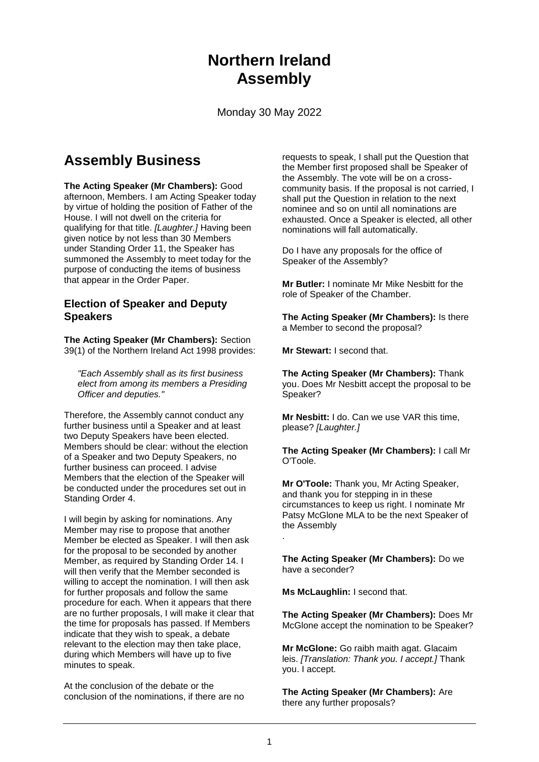# Northern Ireland Assembly

Monday 30 May 2022

## Assembly Business

**The Acting Speaker (Mr Chambers):** Good afternoon, Members. I am Acting Speaker today by virtue of holding the position of Father of the House. I will not dwell on the criteria for qualifying for that title. *[Laughter.]* Having been given notice by not less than 30 Members under Standing Order 11, the Speaker has summoned the Assembly to meet today for the purpose of conducting the items of business that appear in the Order Paper.

### Election of Speaker and Deputy Speakers

**The Acting Speaker (Mr Chambers):** Section 39(1) of the Northern Ireland Act 1998 provides:

> *"Each Assembly shall as its first business elect from among its members a Presiding Officer and deputies."*

Therefore, the Assembly cannot conduct any further business until a Speaker and at least two Deputy Speakers have been elected. Members should be clear: without the election of a Speaker and two Deputy Speakers, no further business can proceed. I advise Members that the election of the Speaker will be conducted under the procedures set out in Standing Order 4.

I will begin by asking for nominations. Any Member may rise to propose that another Member be elected as Speaker. I will then ask for the proposal to be seconded by another Member, as required by Standing Order 14. I will then verify that the Member seconded is willing to accept the nomination. I will then ask for further proposals and follow the same procedure for each. When it appears that there are no further proposals, I will make it clear that the time for proposals has passed. If Members indicate that they wish to speak, a debate relevant to the election may then take place, during which Members will have up to five minutes to speak.

At the conclusion of the debate or the conclusion of the nominations, if there are no requests to speak, I shall put the Question that the Member first proposed shall be Speaker of the Assembly. The vote will be on a cross-community basis. If the proposal is not carried, I shall put the Question in relation to the next nominee and so on until all nominations are exhausted. Once a Speaker is elected, all other nominations will fall automatically.

Do I have any proposals for the office of Speaker of the Assembly?

**Mr Butler:** I nominate Mr Mike Nesbitt for the role of Speaker of the Chamber.

**The Acting Speaker (Mr Chambers):** Is there a Member to second the proposal?

**Mr Stewart:** I second that.

**The Acting Speaker (Mr Chambers):** Thank you. Does Mr Nesbitt accept the proposal to be Speaker?

**Mr Nesbitt:** I do. Can we use VAR this time, please? *[Laughter.]*

**The Acting Speaker (Mr Chambers):** I call Mr O'Toole.

**Mr O'Toole:** Thank you, Mr Acting Speaker, and thank you for stepping in in these circumstances to keep us right. I nominate Mr Patsy McGlone MLA to be the next Speaker of the Assembly.

**The Acting Speaker (Mr Chambers):** Do we have a seconder?

**Ms McLaughlin:** I second that.

**The Acting Speaker (Mr Chambers):** Does Mr McGlone accept the nomination to be Speaker?

**Mr McGlone:** Go raibh maith agat. Glacaim leis. *[Translation: Thank you. I accept.]* Thank you. I accept.

**The Acting Speaker (Mr Chambers):** Are there any further proposals?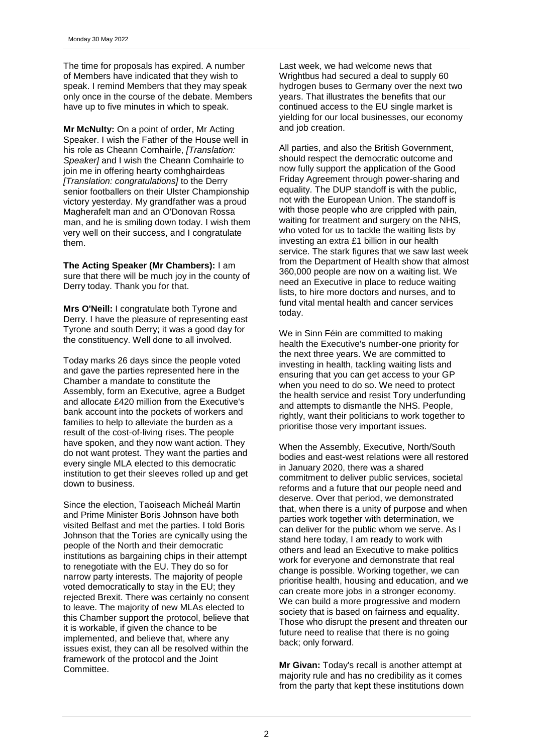The time for proposals has expired. A number of Members have indicated that they wish to speak. I remind Members that they may speak only once in the course of the debate. Members have up to five minutes in which to speak.

**Mr McNulty:** On a point of order, Mr Acting Speaker. I wish the Father of the House well in his role as Cheann Comhairle, *[Translation: Speaker]* and I wish the Cheann Comhairle to join me in offering hearty comhghairdeas *[Translation: congratulations]* to the Derry senior footballers on their Ulster Championship victory yesterday. My grandfather was a proud Magherafelt man and an O'Donovan Rossa man, and he is smiling down today. I wish them very well on their success, and I congratulate them.

**The Acting Speaker (Mr Chambers):** I am sure that there will be much joy in the county of Derry today. Thank you for that.

**Mrs O'Neill:** I congratulate both Tyrone and Derry. I have the pleasure of representing east Tyrone and south Derry; it was a good day for the constituency. Well done to all involved.

Today marks 26 days since the people voted and gave the parties represented here in the Chamber a mandate to constitute the Assembly, form an Executive, agree a Budget and allocate £420 million from the Executive's bank account into the pockets of workers and families to help to alleviate the burden as a result of the cost-of-living rises. The people have spoken, and they now want action. They do not want protest. They want the parties and every single MLA elected to this democratic institution to get their sleeves rolled up and get down to business.

Since the election, Taoiseach Micheál Martin and Prime Minister Boris Johnson have both visited Belfast and met the parties. I told Boris Johnson that the Tories are cynically using the people of the North and their democratic institutions as bargaining chips in their attempt to renegotiate with the EU. They do so for narrow party interests. The majority of people voted democratically to stay in the EU; they rejected Brexit. There was certainly no consent to leave. The majority of new MLAs elected to this Chamber support the protocol, believe that it is workable, if given the chance to be implemented, and believe that, where any issues exist, they can all be resolved within the framework of the protocol and the Joint Committee.

Last week, we had welcome news that Wrightbus had secured a deal to supply 60 hydrogen buses to Germany over the next two years. That illustrates the benefits that our continued access to the EU single market is yielding for our local businesses, our economy and job creation.

All parties, and also the British Government, should respect the democratic outcome and now fully support the application of the Good Friday Agreement through power-sharing and equality. The DUP standoff is with the public, not with the European Union. The standoff is with those people who are crippled with pain, waiting for treatment and surgery on the NHS, who voted for us to tackle the waiting lists by investing an extra £1 billion in our health service. The stark figures that we saw last week from the Department of Health show that almost 360,000 people are now on a waiting list. We need an Executive in place to reduce waiting lists, to hire more doctors and nurses, and to fund vital mental health and cancer services today.

We in Sinn Féin are committed to making health the Executive's number-one priority for the next three years. We are committed to investing in health, tackling waiting lists and ensuring that you can get access to your GP when you need to do so. We need to protect the health service and resist Tory underfunding and attempts to dismantle the NHS. People, rightly, want their politicians to work together to prioritise those very important issues.

When the Assembly, Executive, North/South bodies and east-west relations were all restored in January 2020, there was a shared commitment to deliver public services, societal reforms and a future that our people need and deserve. Over that period, we demonstrated that, when there is a unity of purpose and when parties work together with determination, we can deliver for the public whom we serve. As I stand here today, I am ready to work with others and lead an Executive to make politics work for everyone and demonstrate that real change is possible. Working together, we can prioritise health, housing and education, and we can create more jobs in a stronger economy. We can build a more progressive and modern society that is based on fairness and equality. Those who disrupt the present and threaten our future need to realise that there is no going back; only forward.

**Mr Givan:** Today's recall is another attempt at majority rule and has no credibility as it comes from the party that kept these institutions down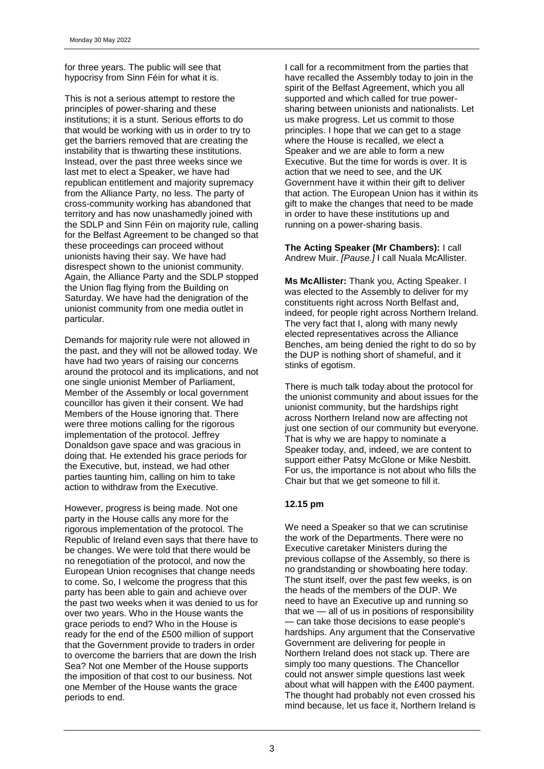for three years. The public will see that hypocrisy from Sinn Féin for what it is.

This is not a serious attempt to restore the principles of power-sharing and these institutions; it is a stunt. Serious efforts to do that would be working with us in order to try to get the barriers removed that are creating the instability that is thwarting these institutions. Instead, over the past three weeks since we last met to elect a Speaker, we have had republican entitlement and majority supremacy from the Alliance Party, no less. The party of cross-community working has abandoned that territory and has now unashamedly joined with the SDLP and Sinn Féin on majority rule, calling for the Belfast Agreement to be changed so that these proceedings can proceed without unionists having their say. We have had disrespect shown to the unionist community. Again, the Alliance Party and the SDLP stopped the Union flag flying from the Building on Saturday. We have had the denigration of the unionist community from one media outlet in particular.

Demands for majority rule were not allowed in the past, and they will not be allowed today. We have had two years of raising our concerns around the protocol and its implications, and not one single unionist Member of Parliament, Member of the Assembly or local government councillor has given it their consent. We had Members of the House ignoring that. There were three motions calling for the rigorous implementation of the protocol. Jeffrey Donaldson gave space and was gracious in doing that. He extended his grace periods for the Executive, but, instead, we had other parties taunting him, calling on him to take action to withdraw from the Executive.

However, progress is being made. Not one party in the House calls any more for the rigorous implementation of the protocol. The Republic of Ireland even says that there have to be changes. We were told that there would be no renegotiation of the protocol, and now the European Union recognises that change needs to come. So, I welcome the progress that this party has been able to gain and achieve over the past two weeks when it was denied to us for over two years. Who in the House wants the grace periods to end? Who in the House is ready for the end of the £500 million of support that the Government provide to traders in order to overcome the barriers that are down the Irish Sea? Not one Member of the House supports the imposition of that cost to our business. Not one Member of the House wants the grace periods to end.

I call for a recommitment from the parties that have recalled the Assembly today to join in the spirit of the Belfast Agreement, which you all supported and which called for true power-sharing between unionists and nationalists. Let us make progress. Let us commit to those principles. I hope that we can get to a stage where the House is recalled, we elect a Speaker and we are able to form a new Executive. But the time for words is over. It is action that we need to see, and the UK Government have it within their gift to deliver that action. The European Union has it within its gift to make the changes that need to be made in order to have these institutions up and running on a power-sharing basis.

**The Acting Speaker (Mr Chambers):** I call Andrew Muir. *[Pause.]* I call Nuala McAllister.

**Ms McAllister:** Thank you, Acting Speaker. I was elected to the Assembly to deliver for my constituents right across North Belfast and, indeed, for people right across Northern Ireland. The very fact that I, along with many newly elected representatives across the Alliance Benches, am being denied the right to do so by the DUP is nothing short of shameful, and it stinks of egotism.

There is much talk today about the protocol for the unionist community and about issues for the unionist community, but the hardships right across Northern Ireland now are affecting not just one section of our community but everyone. That is why we are happy to nominate a Speaker today, and, indeed, we are content to support either Patsy McGlone or Mike Nesbitt. For us, the importance is not about who fills the Chair but that we get someone to fill it.

**12.15 pm**

We need a Speaker so that we can scrutinise the work of the Departments. There were no Executive caretaker Ministers during the previous collapse of the Assembly, so there is no grandstanding or showboating here today. The stunt itself, over the past few weeks, is on the heads of the members of the DUP. We need to have an Executive up and running so that we — all of us in positions of responsibility — can take those decisions to ease people's hardships. Any argument that the Conservative Government are delivering for people in Northern Ireland does not stack up. There are simply too many questions. The Chancellor could not answer simple questions last week about what will happen with the £400 payment. The thought had probably not even crossed his mind because, let us face it, Northern Ireland is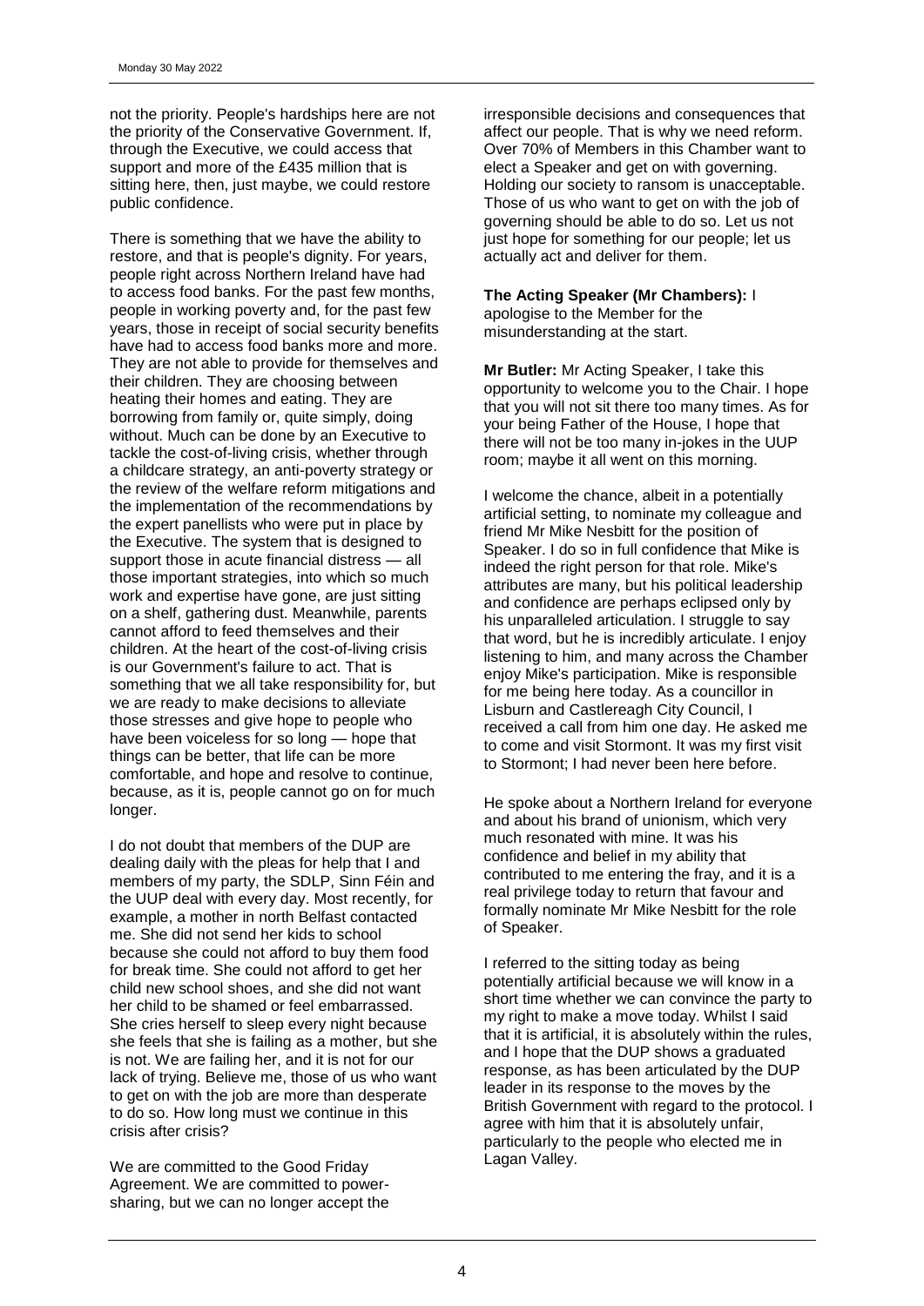not the priority. People's hardships here are not the priority of the Conservative Government. If, through the Executive, we could access that support and more of the £435 million that is sitting here, then, just maybe, we could restore public confidence.

There is something that we have the ability to restore, and that is people's dignity. For years, people right across Northern Ireland have had to access food banks. For the past few months, people in working poverty and, for the past few years, those in receipt of social security benefits have had to access food banks more and more. They are not able to provide for themselves and their children. They are choosing between heating their homes and eating. They are borrowing from family or, quite simply, doing without. Much can be done by an Executive to tackle the cost-of-living crisis, whether through a childcare strategy, an anti-poverty strategy or the review of the welfare reform mitigations and the implementation of the recommendations by the expert panellists who were put in place by the Executive. The system that is designed to support those in acute financial distress — all those important strategies, into which so much work and expertise have gone, are just sitting on a shelf, gathering dust. Meanwhile, parents cannot afford to feed themselves and their children. At the heart of the cost-of-living crisis is our Government's failure to act. That is something that we all take responsibility for, but we are ready to make decisions to alleviate those stresses and give hope to people who have been voiceless for so long — hope that things can be better, that life can be more comfortable, and hope and resolve to continue, because, as it is, people cannot go on for much longer.

I do not doubt that members of the DUP are dealing daily with the pleas for help that I and members of my party, the SDLP, Sinn Féin and the UUP deal with every day. Most recently, for example, a mother in north Belfast contacted me. She did not send her kids to school because she could not afford to buy them food for break time. She could not afford to get her child new school shoes, and she did not want her child to be shamed or feel embarrassed. She cries herself to sleep every night because she feels that she is failing as a mother, but she is not. We are failing her, and it is not for our lack of trying. Believe me, those of us who want to get on with the job are more than desperate to do so. How long must we continue in this crisis after crisis?

We are committed to the Good Friday Agreement. We are committed to power-sharing, but we can no longer accept the irresponsible decisions and consequences that affect our people. That is why we need reform. Over 70% of Members in this Chamber want to elect a Speaker and get on with governing. Holding our society to ransom is unacceptable. Those of us who want to get on with the job of governing should be able to do so. Let us not just hope for something for our people; let us actually act and deliver for them.

**The Acting Speaker (Mr Chambers):** I apologise to the Member for the misunderstanding at the start.

**Mr Butler:** Mr Acting Speaker, I take this opportunity to welcome you to the Chair. I hope that you will not sit there too many times. As for your being Father of the House, I hope that there will not be too many in-jokes in the UUP room; maybe it all went on this morning.

I welcome the chance, albeit in a potentially artificial setting, to nominate my colleague and friend Mr Mike Nesbitt for the position of Speaker. I do so in full confidence that Mike is indeed the right person for that role. Mike's attributes are many, but his political leadership and confidence are perhaps eclipsed only by his unparalleled articulation. I struggle to say that word, but he is incredibly articulate. I enjoy listening to him, and many across the Chamber enjoy Mike's participation. Mike is responsible for me being here today. As a councillor in Lisburn and Castlereagh City Council, I received a call from him one day. He asked me to come and visit Stormont. It was my first visit to Stormont; I had never been here before.

He spoke about a Northern Ireland for everyone and about his brand of unionism, which very much resonated with mine. It was his confidence and belief in my ability that contributed to me entering the fray, and it is a real privilege today to return that favour and formally nominate Mr Mike Nesbitt for the role of Speaker.

I referred to the sitting today as being potentially artificial because we will know in a short time whether we can convince the party to my right to make a move today. Whilst I said that it is artificial, it is absolutely within the rules, and I hope that the DUP shows a graduated response, as has been articulated by the DUP leader in its response to the moves by the British Government with regard to the protocol. I agree with him that it is absolutely unfair, particularly to the people who elected me in Lagan Valley.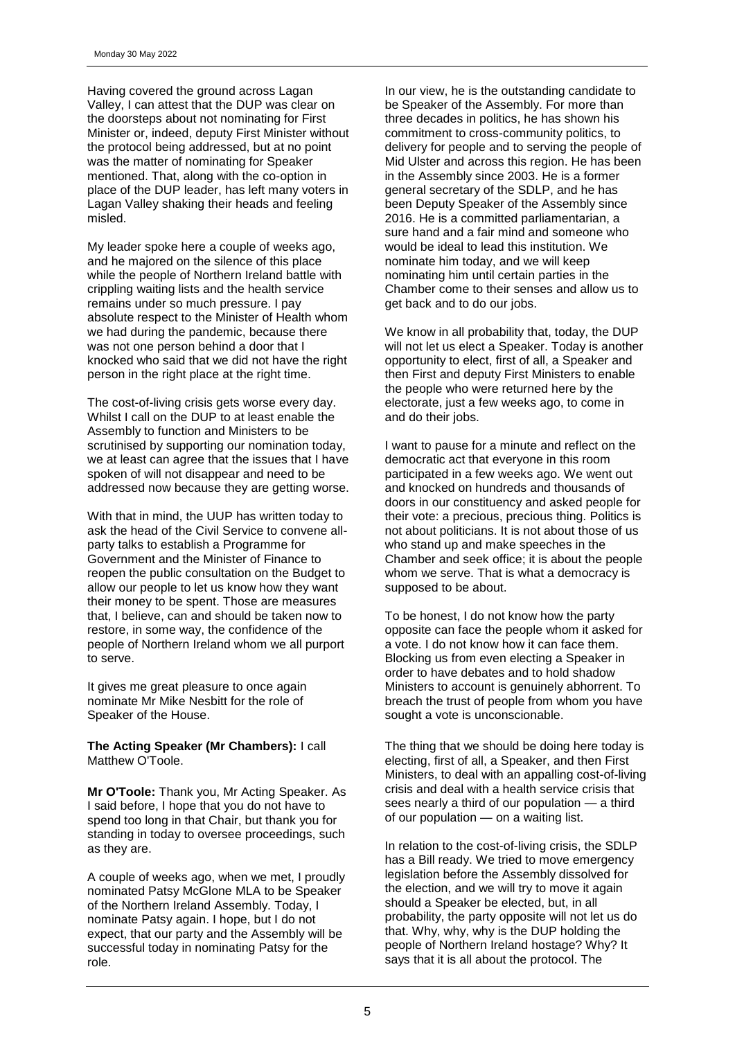Having covered the ground across Lagan Valley, I can attest that the DUP was clear on the doorsteps about not nominating for First Minister or, indeed, deputy First Minister without the protocol being addressed, but at no point was the matter of nominating for Speaker mentioned. That, along with the co-option in place of the DUP leader, has left many voters in Lagan Valley shaking their heads and feeling misled.

My leader spoke here a couple of weeks ago, and he majored on the silence of this place while the people of Northern Ireland battle with crippling waiting lists and the health service remains under so much pressure. I pay absolute respect to the Minister of Health whom we had during the pandemic, because there was not one person behind a door that I knocked who said that we did not have the right person in the right place at the right time.

The cost-of-living crisis gets worse every day. Whilst I call on the DUP to at least enable the Assembly to function and Ministers to be scrutinised by supporting our nomination today, we at least can agree that the issues that I have spoken of will not disappear and need to be addressed now because they are getting worse.

With that in mind, the UUP has written today to ask the head of the Civil Service to convene all-party talks to establish a Programme for Government and the Minister of Finance to reopen the public consultation on the Budget to allow our people to let us know how they want their money to be spent. Those are measures that, I believe, can and should be taken now to restore, in some way, the confidence of the people of Northern Ireland whom we all purport to serve.

It gives me great pleasure to once again nominate Mr Mike Nesbitt for the role of Speaker of the House.

**The Acting Speaker (Mr Chambers):** I call Matthew O'Toole.

**Mr O'Toole:** Thank you, Mr Acting Speaker. As I said before, I hope that you do not have to spend too long in that Chair, but thank you for standing in today to oversee proceedings, such as they are.

A couple of weeks ago, when we met, I proudly nominated Patsy McGlone MLA to be Speaker of the Northern Ireland Assembly. Today, I nominate Patsy again. I hope, but I do not expect, that our party and the Assembly will be successful today in nominating Patsy for the role.

In our view, he is the outstanding candidate to be Speaker of the Assembly. For more than three decades in politics, he has shown his commitment to cross-community politics, to delivery for people and to serving the people of Mid Ulster and across this region. He has been in the Assembly since 2003. He is a former general secretary of the SDLP, and he has been Deputy Speaker of the Assembly since 2016. He is a committed parliamentarian, a sure hand and a fair mind and someone who would be ideal to lead this institution. We nominate him today, and we will keep nominating him until certain parties in the Chamber come to their senses and allow us to get back and to do our jobs.

We know in all probability that, today, the DUP will not let us elect a Speaker. Today is another opportunity to elect, first of all, a Speaker and then First and deputy First Ministers to enable the people who were returned here by the electorate, just a few weeks ago, to come in and do their jobs.

I want to pause for a minute and reflect on the democratic act that everyone in this room participated in a few weeks ago. We went out and knocked on hundreds and thousands of doors in our constituency and asked people for their vote: a precious, precious thing. Politics is not about politicians. It is not about those of us who stand up and make speeches in the Chamber and seek office; it is about the people whom we serve. That is what a democracy is supposed to be about.

To be honest, I do not know how the party opposite can face the people whom it asked for a vote. I do not know how it can face them. Blocking us from even electing a Speaker in order to have debates and to hold shadow Ministers to account is genuinely abhorrent. To breach the trust of people from whom you have sought a vote is unconscionable.

The thing that we should be doing here today is electing, first of all, a Speaker, and then First Ministers, to deal with an appalling cost-of-living crisis and deal with a health service crisis that sees nearly a third of our population — a third of our population — on a waiting list.

In relation to the cost-of-living crisis, the SDLP has a Bill ready. We tried to move emergency legislation before the Assembly dissolved for the election, and we will try to move it again should a Speaker be elected, but, in all probability, the party opposite will not let us do that. Why, why, why is the DUP holding the people of Northern Ireland hostage? Why? It says that it is all about the protocol. The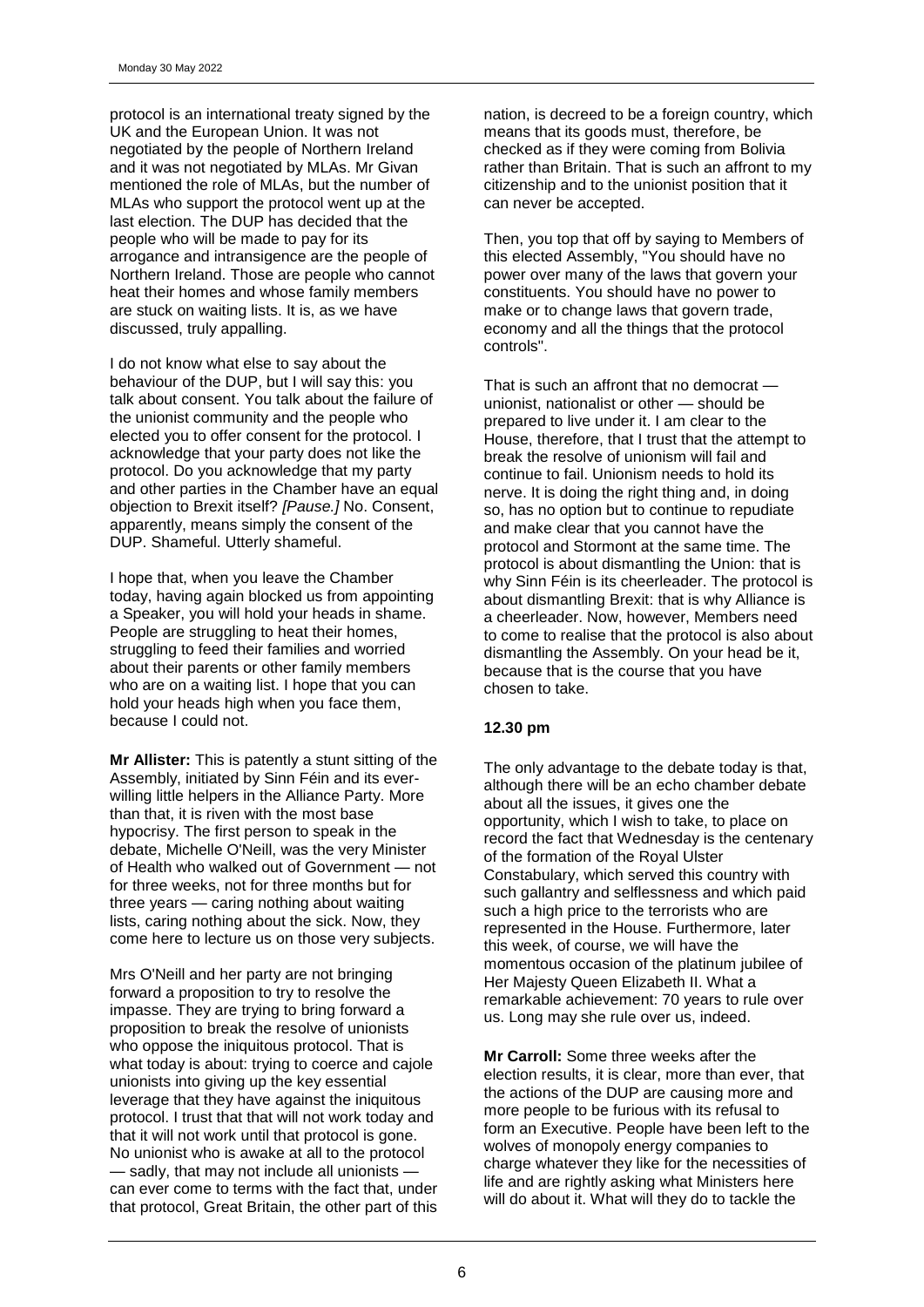protocol is an international treaty signed by the UK and the European Union. It was not negotiated by the people of Northern Ireland and it was not negotiated by MLAs. Mr Givan mentioned the role of MLAs, but the number of MLAs who support the protocol went up at the last election. The DUP has decided that the people who will be made to pay for its arrogance and intransigence are the people of Northern Ireland. Those are people who cannot heat their homes and whose family members are stuck on waiting lists. It is, as we have discussed, truly appalling.

I do not know what else to say about the behaviour of the DUP, but I will say this: you talk about consent. You talk about the failure of the unionist community and the people who elected you to offer consent for the protocol. I acknowledge that your party does not like the protocol. Do you acknowledge that my party and other parties in the Chamber have an equal objection to Brexit itself? *[Pause.]* No. Consent, apparently, means simply the consent of the DUP. Shameful. Utterly shameful.

I hope that, when you leave the Chamber today, having again blocked us from appointing a Speaker, you will hold your heads in shame. People are struggling to heat their homes, struggling to feed their families and worried about their parents or other family members who are on a waiting list. I hope that you can hold your heads high when you face them, because I could not.

**Mr Allister:** This is patently a stunt sitting of the Assembly, initiated by Sinn Féin and its ever-willing little helpers in the Alliance Party. More than that, it is riven with the most base hypocrisy. The first person to speak in the debate, Michelle O'Neill, was the very Minister of Health who walked out of Government — not for three weeks, not for three months but for three years — caring nothing about waiting lists, caring nothing about the sick. Now, they come here to lecture us on those very subjects.

Mrs O'Neill and her party are not bringing forward a proposition to try to resolve the impasse. They are trying to bring forward a proposition to break the resolve of unionists who oppose the iniquitous protocol. That is what today is about: trying to coerce and cajole unionists into giving up the key essential leverage that they have against the iniquitous protocol. I trust that that will not work today and that it will not work until that protocol is gone. No unionist who is awake at all to the protocol — sadly, that may not include all unionists — can ever come to terms with the fact that, under that protocol, Great Britain, the other part of this nation, is decreed to be a foreign country, which means that its goods must, therefore, be checked as if they were coming from Bolivia rather than Britain. That is such an affront to my citizenship and to the unionist position that it can never be accepted.

Then, you top that off by saying to Members of this elected Assembly, "You should have no power over many of the laws that govern your constituents. You should have no power to make or to change laws that govern trade, economy and all the things that the protocol controls".

That is such an affront that no democrat — unionist, nationalist or other — should be prepared to live under it. I am clear to the House, therefore, that I trust that the attempt to break the resolve of unionism will fail and continue to fail. Unionism needs to hold its nerve. It is doing the right thing and, in doing so, has no option but to continue to repudiate and make clear that you cannot have the protocol and Stormont at the same time. The protocol is about dismantling the Union: that is why Sinn Féin is its cheerleader. The protocol is about dismantling Brexit: that is why Alliance is a cheerleader. Now, however, Members need to come to realise that the protocol is also about dismantling the Assembly. On your head be it, because that is the course that you have chosen to take.

**12.30 pm**

The only advantage to the debate today is that, although there will be an echo chamber debate about all the issues, it gives one the opportunity, which I wish to take, to place on record the fact that Wednesday is the centenary of the formation of the Royal Ulster Constabulary, which served this country with such gallantry and selflessness and which paid such a high price to the terrorists who are represented in the House. Furthermore, later this week, of course, we will have the momentous occasion of the platinum jubilee of Her Majesty Queen Elizabeth II. What a remarkable achievement: 70 years to rule over us. Long may she rule over us, indeed.

**Mr Carroll:** Some three weeks after the election results, it is clear, more than ever, that the actions of the DUP are causing more and more people to be furious with its refusal to form an Executive. People have been left to the wolves of monopoly energy companies to charge whatever they like for the necessities of life and are rightly asking what Ministers here will do about it. What will they do to tackle the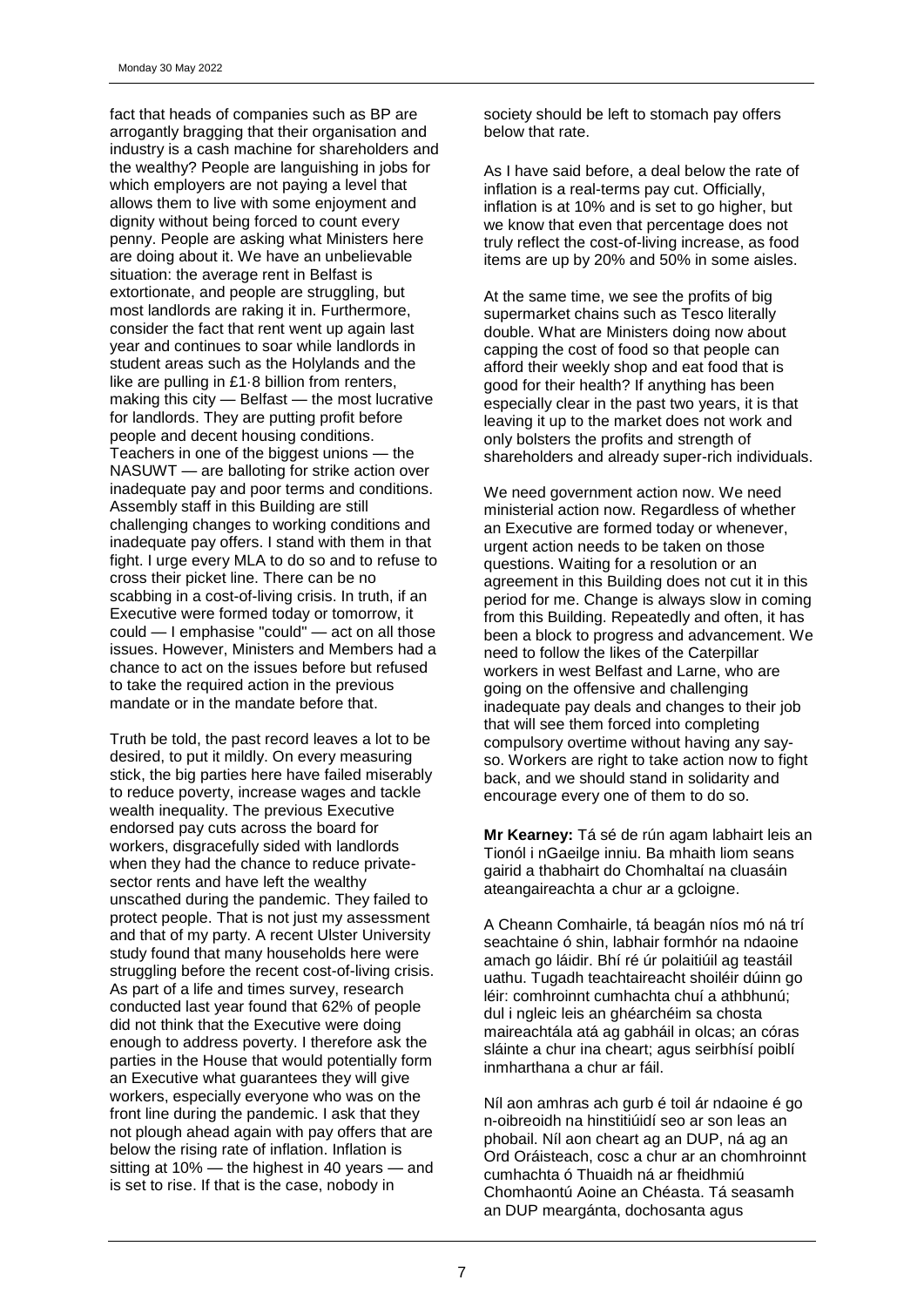fact that heads of companies such as BP are arrogantly bragging that their organisation and industry is a cash machine for shareholders and the wealthy? People are languishing in jobs for which employers are not paying a level that allows them to live with some enjoyment and dignity without being forced to count every penny. People are asking what Ministers here are doing about it. We have an unbelievable situation: the average rent in Belfast is extortionate, and people are struggling, but most landlords are raking it in. Furthermore, consider the fact that rent went up again last year and continues to soar while landlords in student areas such as the Holylands and the like are pulling in £1·8 billion from renters, making this city — Belfast — the most lucrative for landlords. They are putting profit before people and decent housing conditions. Teachers in one of the biggest unions — the NASUWT — are balloting for strike action over inadequate pay and poor terms and conditions. Assembly staff in this Building are still challenging changes to working conditions and inadequate pay offers. I stand with them in that fight. I urge every MLA to do so and to refuse to cross their picket line. There can be no scabbing in a cost-of-living crisis. In truth, if an Executive were formed today or tomorrow, it could — I emphasise "could" — act on all those issues. However, Ministers and Members had a chance to act on the issues before but refused to take the required action in the previous mandate or in the mandate before that.

Truth be told, the past record leaves a lot to be desired, to put it mildly. On every measuring stick, the big parties here have failed miserably to reduce poverty, increase wages and tackle wealth inequality. The previous Executive endorsed pay cuts across the board for workers, disgracefully sided with landlords when they had the chance to reduce private-sector rents and have left the wealthy unscathed during the pandemic. They failed to protect people. That is not just my assessment and that of my party. A recent Ulster University study found that many households here were struggling before the recent cost-of-living crisis. As part of a life and times survey, research conducted last year found that 62% of people did not think that the Executive were doing enough to address poverty. I therefore ask the parties in the House that would potentially form an Executive what guarantees they will give workers, especially everyone who was on the front line during the pandemic. I ask that they not plough ahead again with pay offers that are below the rising rate of inflation. Inflation is sitting at 10% — the highest in 40 years — and is set to rise. If that is the case, nobody in society should be left to stomach pay offers below that rate.

As I have said before, a deal below the rate of inflation is a real-terms pay cut. Officially, inflation is at 10% and is set to go higher, but we know that even that percentage does not truly reflect the cost-of-living increase, as food items are up by 20% and 50% in some aisles.

At the same time, we see the profits of big supermarket chains such as Tesco literally double. What are Ministers doing now about capping the cost of food so that people can afford their weekly shop and eat food that is good for their health? If anything has been especially clear in the past two years, it is that leaving it up to the market does not work and only bolsters the profits and strength of shareholders and already super-rich individuals.

We need government action now. We need ministerial action now. Regardless of whether an Executive are formed today or whenever, urgent action needs to be taken on those questions. Waiting for a resolution or an agreement in this Building does not cut it in this period for me. Change is always slow in coming from this Building. Repeatedly and often, it has been a block to progress and advancement. We need to follow the likes of the Caterpillar workers in west Belfast and Larne, who are going on the offensive and challenging inadequate pay deals and changes to their job that will see them forced into completing compulsory overtime without having any say-so. Workers are right to take action now to fight back, and we should stand in solidarity and encourage every one of them to do so.

**Mr Kearney:** Tá sé de rún agam labhairt leis an Tionól i nGaeilge inniu. Ba mhaith liom seans gairid a thabhairt do Chomhaltaí na cluasáin ateangaireachta a chur ar a gcloigne.

A Cheann Comhairle, tá beagán níos mó ná trí seachtaine ó shin, labhair formhór na ndaoine amach go láidir. Bhí ré úr polaitiúil ag teastáil uathu. Tugadh teachtaireacht shoiléir dúinn go léir: comhroinnt cumhachta chuí a athbhunú; dul i ngleic leis an ghéarchéim sa chosta maireachtála atá ag gabháil in olcas; an córas sláinte a chur ina cheart; agus seirbhísí poiblí inmharthana a chur ar fáil.

Níl aon amhras ach gurb é toil ár ndaoine é go n-oibreoidh na hinstitiúidí seo ar son leas an phobail. Níl aon cheart ag an DUP, ná ag an Ord Oráisteach, cosc a chur ar an chomhroinnt cumhachta ó Thuaidh ná ar fheidhmiú Chomhaontú Aoine an Chéasta. Tá seasamh an DUP meargánta, dochosanta agus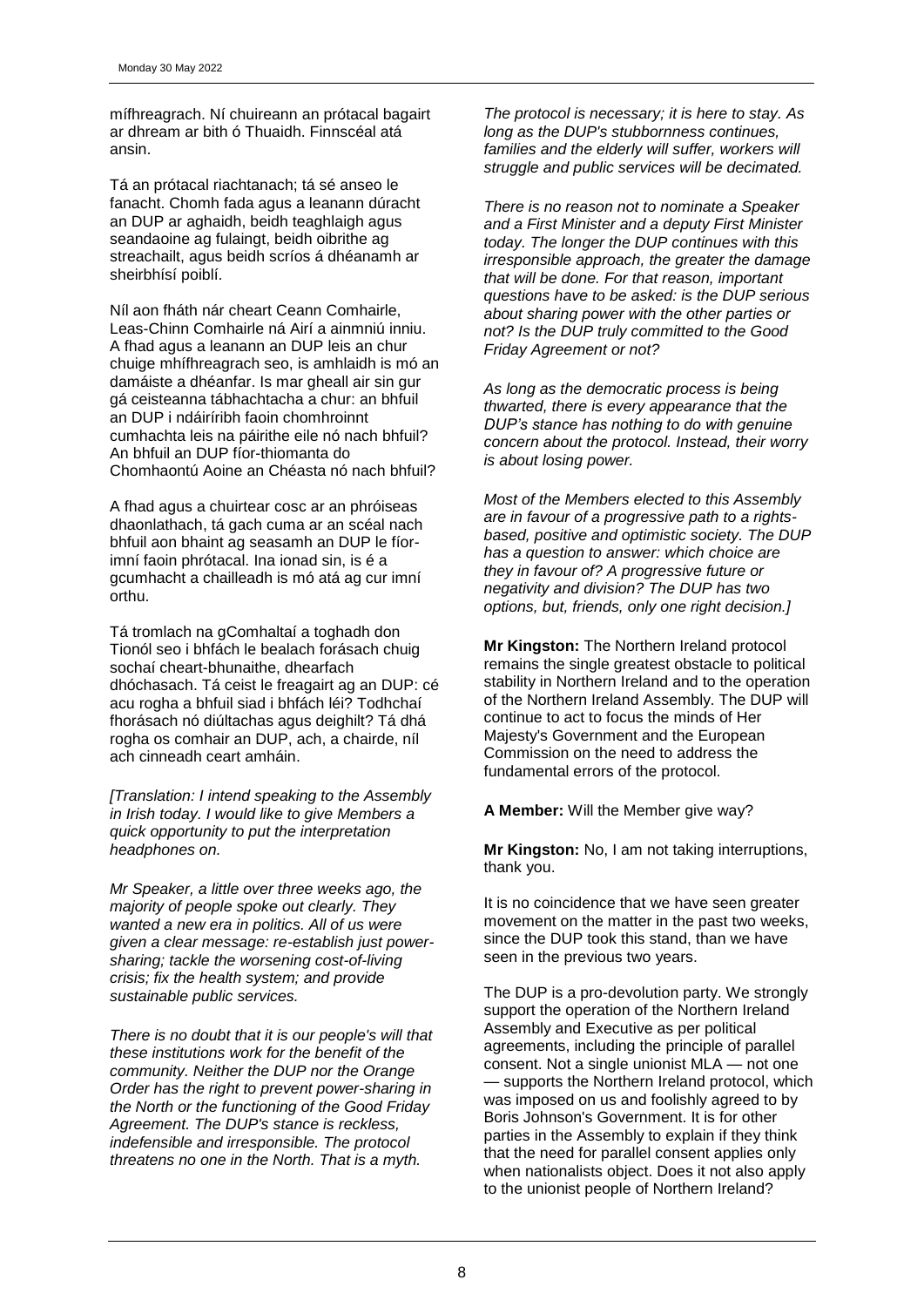mífhreagrach. Ní chuireann an prótacal bagairt ar dhream ar bith ó Thuaidh. Finnscéal atá ansin.

Tá an prótacal riachtanach; tá sé anseo le fanacht. Chomh fada agus a leanann dúracht an DUP ar aghaidh, beidh teaghlaigh agus seandaoine ag fulaingt, beidh oibrithe ag streachailt, agus beidh scríos á dhéanamh ar sheirbhísí poiblí.

Níl aon fháth nár cheart Ceann Comhairle, Leas-Chinn Comhairle ná Airí a ainmniú inniu. A fhad agus a leanann an DUP leis an chur chuige mhífhreagrach seo, is amhlaidh is mó an damáiste a dhéanfar. Is mar gheall air sin gur gá ceisteanna tábhachtacha a chur: an bhfuil an DUP i ndáiríribh faoin chomhroinnt cumhachta leis na páirithe eile nó nach bhfuil? An bhfuil an DUP fíor-thiomanta do Chomhaontú Aoine an Chéasta nó nach bhfuil?

A fhad agus a chuirtear cosc ar an phróiseas dhaonlathach, tá gach cuma ar an scéal nach bhfuil aon bhaint ag seasamh an DUP le fíor-imní faoin phrótacal. Ina ionad sin, is é a gcumhacht a chailleadh is mó atá ag cur imní orthu.

Tá tromlach na gComhaltaí a toghadh don Tionól seo i bhfách le bealach forásach chuig sochaí cheart-bhunaithe, dhearfach dhóchasach. Tá ceist le freagairt ag an DUP: cé acu rogha a bhfuil siad i bhfách léi? Todhchaí fhorásach nó diúltachas agus deighilt? Tá dhá rogha os comhair an DUP, ach, a chairde, níl ach cinneadh ceart amháin.

*[Translation: I intend speaking to the Assembly in Irish today. I would like to give Members a quick opportunity to put the interpretation headphones on.*

*Mr Speaker, a little over three weeks ago, the majority of people spoke out clearly. They wanted a new era in politics. All of us were given a clear message: re-establish just power-sharing; tackle the worsening cost-of-living crisis; fix the health system; and provide sustainable public services.*

*There is no doubt that it is our people's will that these institutions work for the benefit of the community. Neither the DUP nor the Orange Order has the right to prevent power-sharing in the North or the functioning of the Good Friday Agreement. The DUP's stance is reckless, indefensible and irresponsible. The protocol threatens no one in the North. That is a myth.*

*The protocol is necessary; it is here to stay. As long as the DUP's stubbornness continues, families and the elderly will suffer, workers will struggle and public services will be decimated.*

*There is no reason not to nominate a Speaker and a First Minister and a deputy First Minister today. The longer the DUP continues with this irresponsible approach, the greater the damage that will be done. For that reason, important questions have to be asked: is the DUP serious about sharing power with the other parties or not? Is the DUP truly committed to the Good Friday Agreement or not?*

*As long as the democratic process is being thwarted, there is every appearance that the DUP's stance has nothing to do with genuine concern about the protocol. Instead, their worry is about losing power.*

*Most of the Members elected to this Assembly are in favour of a progressive path to a rights-based, positive and optimistic society. The DUP has a question to answer: which choice are they in favour of? A progressive future or negativity and division? The DUP has two options, but, friends, only one right decision.]*

**Mr Kingston:** The Northern Ireland protocol remains the single greatest obstacle to political stability in Northern Ireland and to the operation of the Northern Ireland Assembly. The DUP will continue to act to focus the minds of Her Majesty's Government and the European Commission on the need to address the fundamental errors of the protocol.

**A Member:** Will the Member give way?

**Mr Kingston:** No, I am not taking interruptions, thank you.

It is no coincidence that we have seen greater movement on the matter in the past two weeks, since the DUP took this stand, than we have seen in the previous two years.

The DUP is a pro-devolution party. We strongly support the operation of the Northern Ireland Assembly and Executive as per political agreements, including the principle of parallel consent. Not a single unionist MLA — not one — supports the Northern Ireland protocol, which was imposed on us and foolishly agreed to by Boris Johnson's Government. It is for other parties in the Assembly to explain if they think that the need for parallel consent applies only when nationalists object. Does it not also apply to the unionist people of Northern Ireland?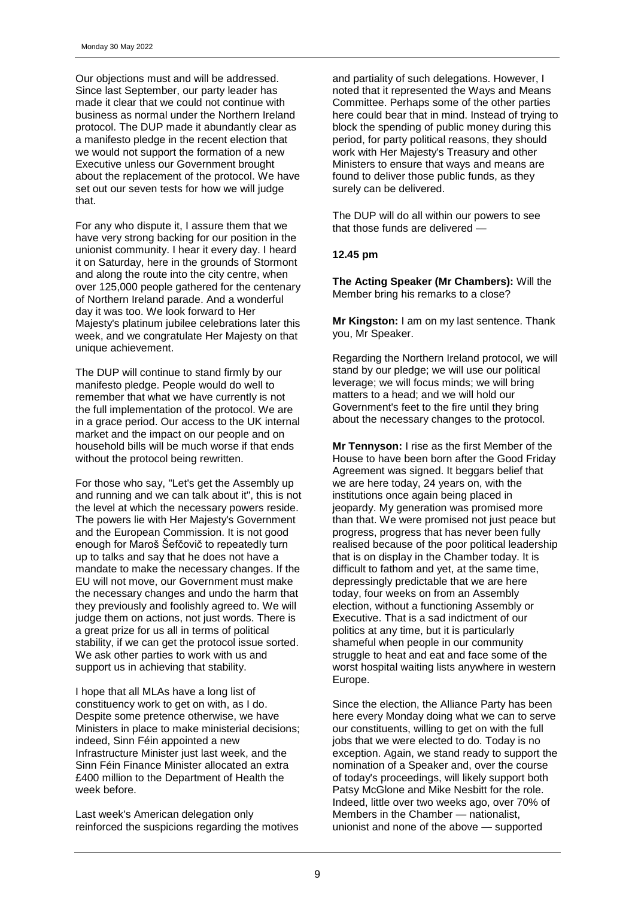Our objections must and will be addressed. Since last September, our party leader has made it clear that we could not continue with business as normal under the Northern Ireland protocol. The DUP made it abundantly clear as a manifesto pledge in the recent election that we would not support the formation of a new Executive unless our Government brought about the replacement of the protocol. We have set out our seven tests for how we will judge that.

For any who dispute it, I assure them that we have very strong backing for our position in the unionist community. I hear it every day. I heard it on Saturday, here in the grounds of Stormont and along the route into the city centre, when over 125,000 people gathered for the centenary of Northern Ireland parade. And a wonderful day it was too. We look forward to Her Majesty's platinum jubilee celebrations later this week, and we congratulate Her Majesty on that unique achievement.

The DUP will continue to stand firmly by our manifesto pledge. People would do well to remember that what we have currently is not the full implementation of the protocol. We are in a grace period. Our access to the UK internal market and the impact on our people and on household bills will be much worse if that ends without the protocol being rewritten.

For those who say, "Let's get the Assembly up and running and we can talk about it", this is not the level at which the necessary powers reside. The powers lie with Her Majesty's Government and the European Commission. It is not good enough for Maroš Šefčovič to repeatedly turn up to talks and say that he does not have a mandate to make the necessary changes. If the EU will not move, our Government must make the necessary changes and undo the harm that they previously and foolishly agreed to. We will judge them on actions, not just words. There is a great prize for us all in terms of political stability, if we can get the protocol issue sorted. We ask other parties to work with us and support us in achieving that stability.

I hope that all MLAs have a long list of constituency work to get on with, as I do. Despite some pretence otherwise, we have Ministers in place to make ministerial decisions; indeed, Sinn Féin appointed a new Infrastructure Minister just last week, and the Sinn Féin Finance Minister allocated an extra £400 million to the Department of Health the week before.

Last week's American delegation only reinforced the suspicions regarding the motives and partiality of such delegations. However, I noted that it represented the Ways and Means Committee. Perhaps some of the other parties here could bear that in mind. Instead of trying to block the spending of public money during this period, for party political reasons, they should work with Her Majesty's Treasury and other Ministers to ensure that ways and means are found to deliver those public funds, as they surely can be delivered.

The DUP will do all within our powers to see that those funds are delivered —

**12.45 pm**

**The Acting Speaker (Mr Chambers):** Will the Member bring his remarks to a close?

**Mr Kingston:** I am on my last sentence. Thank you, Mr Speaker.

Regarding the Northern Ireland protocol, we will stand by our pledge; we will use our political leverage; we will focus minds; we will bring matters to a head; and we will hold our Government's feet to the fire until they bring about the necessary changes to the protocol.

**Mr Tennyson:** I rise as the first Member of the House to have been born after the Good Friday Agreement was signed. It beggars belief that we are here today, 24 years on, with the institutions once again being placed in jeopardy. My generation was promised more than that. We were promised not just peace but progress, progress that has never been fully realised because of the poor political leadership that is on display in the Chamber today. It is difficult to fathom and yet, at the same time, depressingly predictable that we are here today, four weeks on from an Assembly election, without a functioning Assembly or Executive. That is a sad indictment of our politics at any time, but it is particularly shameful when people in our community struggle to heat and eat and face some of the worst hospital waiting lists anywhere in western Europe.

Since the election, the Alliance Party has been here every Monday doing what we can to serve our constituents, willing to get on with the full jobs that we were elected to do. Today is no exception. Again, we stand ready to support the nomination of a Speaker and, over the course of today's proceedings, will likely support both Patsy McGlone and Mike Nesbitt for the role. Indeed, little over two weeks ago, over 70% of Members in the Chamber — nationalist, unionist and none of the above — supported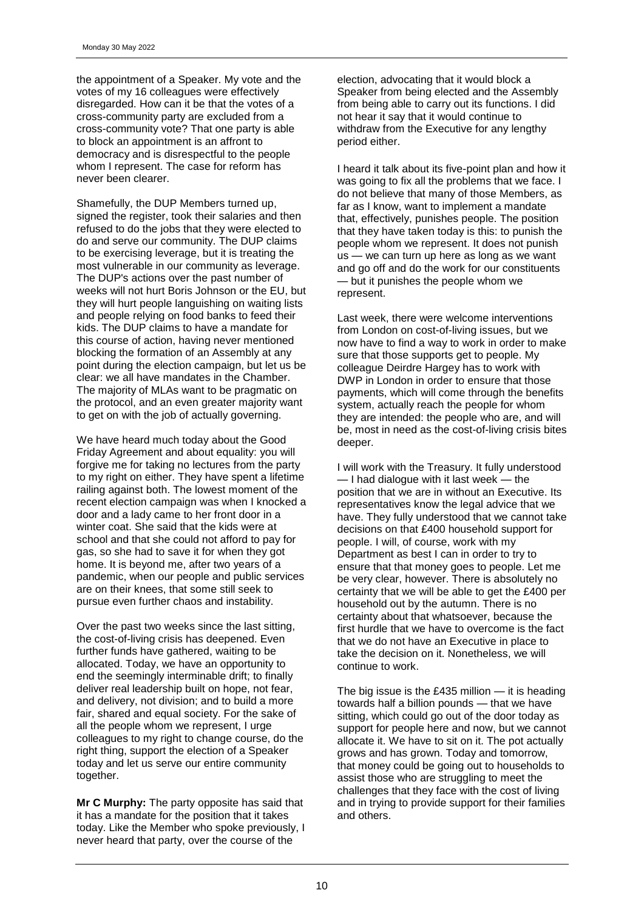the appointment of a Speaker. My vote and the votes of my 16 colleagues were effectively disregarded. How can it be that the votes of a cross-community party are excluded from a cross-community vote? That one party is able to block an appointment is an affront to democracy and is disrespectful to the people whom I represent. The case for reform has never been clearer.

Shamefully, the DUP Members turned up, signed the register, took their salaries and then refused to do the jobs that they were elected to do and serve our community. The DUP claims to be exercising leverage, but it is treating the most vulnerable in our community as leverage. The DUP's actions over the past number of weeks will not hurt Boris Johnson or the EU, but they will hurt people languishing on waiting lists and people relying on food banks to feed their kids. The DUP claims to have a mandate for this course of action, having never mentioned blocking the formation of an Assembly at any point during the election campaign, but let us be clear: we all have mandates in the Chamber. The majority of MLAs want to be pragmatic on the protocol, and an even greater majority want to get on with the job of actually governing.

We have heard much today about the Good Friday Agreement and about equality: you will forgive me for taking no lectures from the party to my right on either. They have spent a lifetime railing against both. The lowest moment of the recent election campaign was when I knocked a door and a lady came to her front door in a winter coat. She said that the kids were at school and that she could not afford to pay for gas, so she had to save it for when they got home. It is beyond me, after two years of a pandemic, when our people and public services are on their knees, that some still seek to pursue even further chaos and instability.

Over the past two weeks since the last sitting, the cost-of-living crisis has deepened. Even further funds have gathered, waiting to be allocated. Today, we have an opportunity to end the seemingly interminable drift; to finally deliver real leadership built on hope, not fear, and delivery, not division; and to build a more fair, shared and equal society. For the sake of all the people whom we represent, I urge colleagues to my right to change course, do the right thing, support the election of a Speaker today and let us serve our entire community together.

**Mr C Murphy:** The party opposite has said that it has a mandate for the position that it takes today. Like the Member who spoke previously, I never heard that party, over the course of the election, advocating that it would block a Speaker from being elected and the Assembly from being able to carry out its functions. I did not hear it say that it would continue to withdraw from the Executive for any lengthy period either.

I heard it talk about its five-point plan and how it was going to fix all the problems that we face. I do not believe that many of those Members, as far as I know, want to implement a mandate that, effectively, punishes people. The position that they have taken today is this: to punish the people whom we represent. It does not punish us — we can turn up here as long as we want and go off and do the work for our constituents — but it punishes the people whom we represent.

Last week, there were welcome interventions from London on cost-of-living issues, but we now have to find a way to work in order to make sure that those supports get to people. My colleague Deirdre Hargey has to work with DWP in London in order to ensure that those payments, which will come through the benefits system, actually reach the people for whom they are intended: the people who are, and will be, most in need as the cost-of-living crisis bites deeper.

I will work with the Treasury. It fully understood — I had dialogue with it last week — the position that we are in without an Executive. Its representatives know the legal advice that we have. They fully understood that we cannot take decisions on that £400 household support for people. I will, of course, work with my Department as best I can in order to try to ensure that that money goes to people. Let me be very clear, however. There is absolutely no certainty that we will be able to get the £400 per household out by the autumn. There is no certainty about that whatsoever, because the first hurdle that we have to overcome is the fact that we do not have an Executive in place to take the decision on it. Nonetheless, we will continue to work.

The big issue is the £435 million — it is heading towards half a billion pounds — that we have sitting, which could go out of the door today as support for people here and now, but we cannot allocate it. We have to sit on it. The pot actually grows and has grown. Today and tomorrow, that money could be going out to households to assist those who are struggling to meet the challenges that they face with the cost of living and in trying to provide support for their families and others.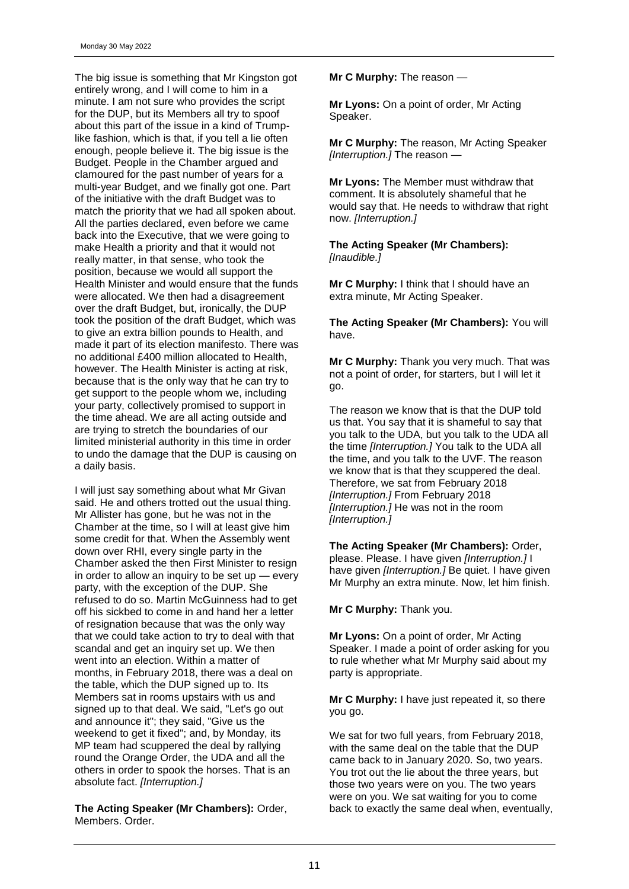The big issue is something that Mr Kingston got entirely wrong, and I will come to him in a minute. I am not sure who provides the script for the DUP, but its Members all try to spoof about this part of the issue in a kind of Trump-like fashion, which is that, if you tell a lie often enough, people believe it. The big issue is the Budget. People in the Chamber argued and clamoured for the past number of years for a multi-year Budget, and we finally got one. Part of the initiative with the draft Budget was to match the priority that we had all spoken about. All the parties declared, even before we came back into the Executive, that we were going to make Health a priority and that it would not really matter, in that sense, who took the position, because we would all support the Health Minister and would ensure that the funds were allocated. We then had a disagreement over the draft Budget, but, ironically, the DUP took the position of the draft Budget, which was to give an extra billion pounds to Health, and made it part of its election manifesto. There was no additional £400 million allocated to Health, however. The Health Minister is acting at risk, because that is the only way that he can try to get support to the people whom we, including your party, collectively promised to support in the time ahead. We are all acting outside and are trying to stretch the boundaries of our limited ministerial authority in this time in order to undo the damage that the DUP is causing on a daily basis.

I will just say something about what Mr Givan said. He and others trotted out the usual thing. Mr Allister has gone, but he was not in the Chamber at the time, so I will at least give him some credit for that. When the Assembly went down over RHI, every single party in the Chamber asked the then First Minister to resign in order to allow an inquiry to be set up — every party, with the exception of the DUP. She refused to do so. Martin McGuinness had to get off his sickbed to come in and hand her a letter of resignation because that was the only way that we could take action to try to deal with that scandal and get an inquiry set up. We then went into an election. Within a matter of months, in February 2018, there was a deal on the table, which the DUP signed up to. Its Members sat in rooms upstairs with us and signed up to that deal. We said, "Let's go out and announce it"; they said, "Give us the weekend to get it fixed"; and, by Monday, its MP team had scuppered the deal by rallying round the Orange Order, the UDA and all the others in order to spook the horses. That is an absolute fact. *[Interruption.]*

**The Acting Speaker (Mr Chambers):** Order, Members. Order.

**Mr C Murphy:** The reason —

**Mr Lyons:** On a point of order, Mr Acting Speaker.

**Mr C Murphy:** The reason, Mr Acting Speaker *[Interruption.]* The reason —

**Mr Lyons:** The Member must withdraw that comment. It is absolutely shameful that he would say that. He needs to withdraw that right now. *[Interruption.]*

**The Acting Speaker (Mr Chambers):** *[Inaudible.]*

**Mr C Murphy:** I think that I should have an extra minute, Mr Acting Speaker.

**The Acting Speaker (Mr Chambers):** You will have.

**Mr C Murphy:** Thank you very much. That was not a point of order, for starters, but I will let it go.

The reason we know that is that the DUP told us that. You say that it is shameful to say that you talk to the UDA, but you talk to the UDA all the time *[Interruption.]* You talk to the UDA all the time, and you talk to the UVF. The reason we know that is that they scuppered the deal. Therefore, we sat from February 2018 *[Interruption.]* From February 2018 *[Interruption.]* He was not in the room *[Interruption.]*

**The Acting Speaker (Mr Chambers):** Order, please. Please. I have given *[Interruption.]* I have given *[Interruption.]* Be quiet. I have given Mr Murphy an extra minute. Now, let him finish.

**Mr C Murphy:** Thank you.

**Mr Lyons:** On a point of order, Mr Acting Speaker. I made a point of order asking for you to rule whether what Mr Murphy said about my party is appropriate.

**Mr C Murphy:** I have just repeated it, so there you go.

We sat for two full years, from February 2018, with the same deal on the table that the DUP came back to in January 2020. So, two years. You trot out the lie about the three years, but those two years were on you. The two years were on you. We sat waiting for you to come back to exactly the same deal when, eventually,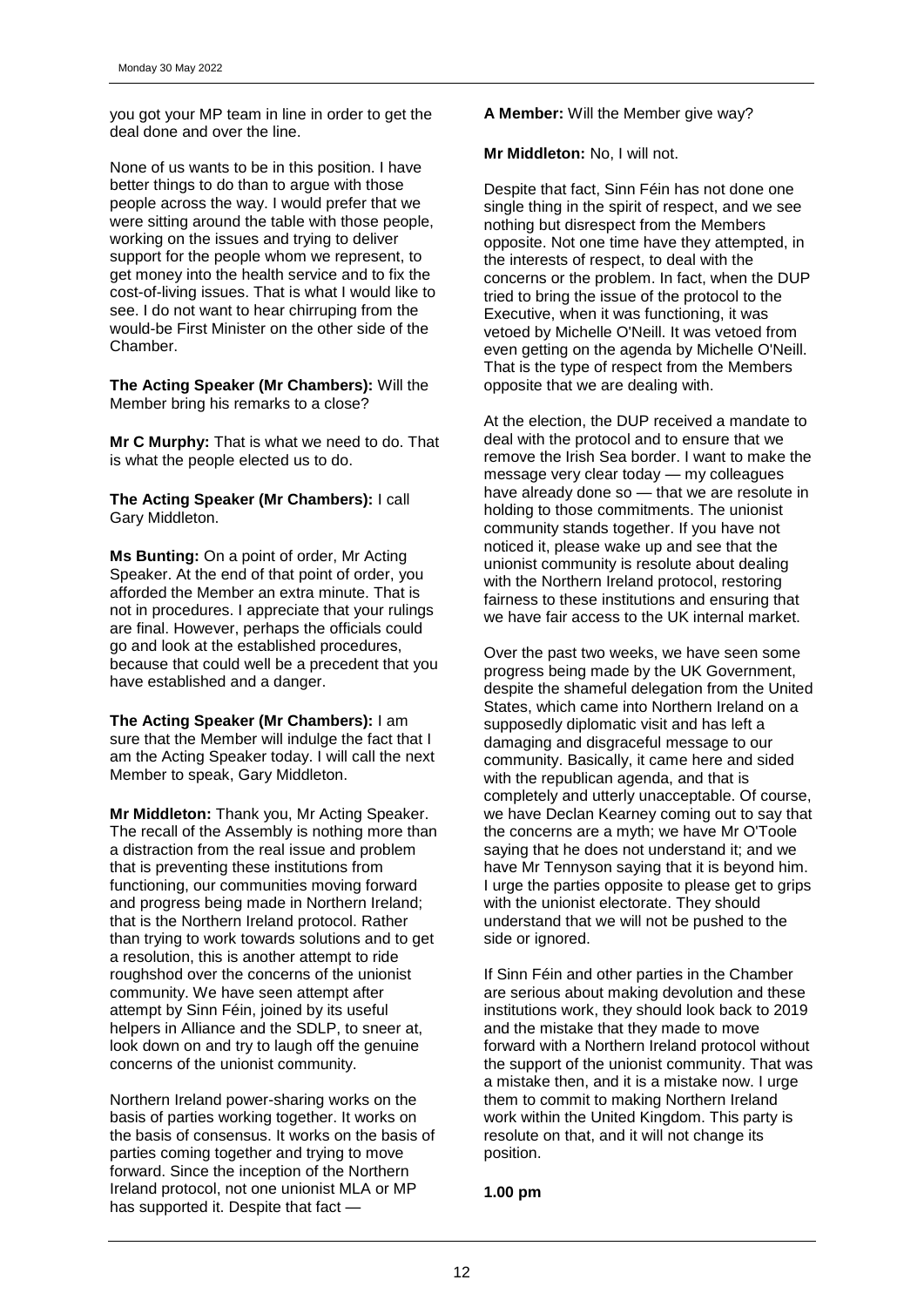you got your MP team in line in order to get the deal done and over the line.

None of us wants to be in this position. I have better things to do than to argue with those people across the way. I would prefer that we were sitting around the table with those people, working on the issues and trying to deliver support for the people whom we represent, to get money into the health service and to fix the cost-of-living issues. That is what I would like to see. I do not want to hear chirruping from the would-be First Minister on the other side of the Chamber.

**The Acting Speaker (Mr Chambers):** Will the Member bring his remarks to a close?

**Mr C Murphy:** That is what we need to do. That is what the people elected us to do.

**The Acting Speaker (Mr Chambers):** I call Gary Middleton.

**Ms Bunting:** On a point of order, Mr Acting Speaker. At the end of that point of order, you afforded the Member an extra minute. That is not in procedures. I appreciate that your rulings are final. However, perhaps the officials could go and look at the established procedures, because that could well be a precedent that you have established and a danger.

**The Acting Speaker (Mr Chambers):** I am sure that the Member will indulge the fact that I am the Acting Speaker today. I will call the next Member to speak, Gary Middleton.

**Mr Middleton:** Thank you, Mr Acting Speaker. The recall of the Assembly is nothing more than a distraction from the real issue and problem that is preventing these institutions from functioning, our communities moving forward and progress being made in Northern Ireland; that is the Northern Ireland protocol. Rather than trying to work towards solutions and to get a resolution, this is another attempt to ride roughshod over the concerns of the unionist community. We have seen attempt after attempt by Sinn Féin, joined by its useful helpers in Alliance and the SDLP, to sneer at, look down on and try to laugh off the genuine concerns of the unionist community.

Northern Ireland power-sharing works on the basis of parties working together. It works on the basis of consensus. It works on the basis of parties coming together and trying to move forward. Since the inception of the Northern Ireland protocol, not one unionist MLA or MP has supported it. Despite that fact —

**A Member:** Will the Member give way?

**Mr Middleton:** No, I will not.

Despite that fact, Sinn Féin has not done one single thing in the spirit of respect, and we see nothing but disrespect from the Members opposite. Not one time have they attempted, in the interests of respect, to deal with the concerns or the problem. In fact, when the DUP tried to bring the issue of the protocol to the Executive, when it was functioning, it was vetoed by Michelle O'Neill. It was vetoed from even getting on the agenda by Michelle O'Neill. That is the type of respect from the Members opposite that we are dealing with.

At the election, the DUP received a mandate to deal with the protocol and to ensure that we remove the Irish Sea border. I want to make the message very clear today — my colleagues have already done so — that we are resolute in holding to those commitments. The unionist community stands together. If you have not noticed it, please wake up and see that the unionist community is resolute about dealing with the Northern Ireland protocol, restoring fairness to these institutions and ensuring that we have fair access to the UK internal market.

Over the past two weeks, we have seen some progress being made by the UK Government, despite the shameful delegation from the United States, which came into Northern Ireland on a supposedly diplomatic visit and has left a damaging and disgraceful message to our community. Basically, it came here and sided with the republican agenda, and that is completely and utterly unacceptable. Of course, we have Declan Kearney coming out to say that the concerns are a myth; we have Mr O'Toole saying that he does not understand it; and we have Mr Tennyson saying that it is beyond him. I urge the parties opposite to please get to grips with the unionist electorate. They should understand that we will not be pushed to the side or ignored.

If Sinn Féin and other parties in the Chamber are serious about making devolution and these institutions work, they should look back to 2019 and the mistake that they made to move forward with a Northern Ireland protocol without the support of the unionist community. That was a mistake then, and it is a mistake now. I urge them to commit to making Northern Ireland work within the United Kingdom. This party is resolute on that, and it will not change its position.

**1.00 pm**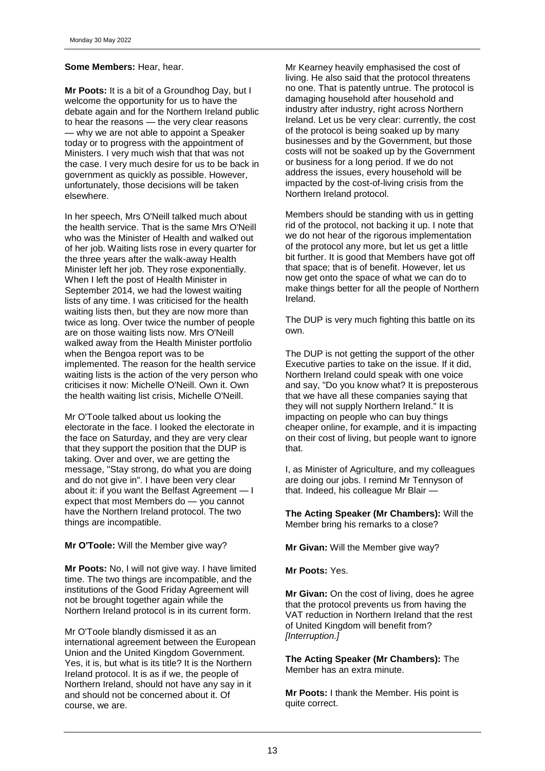**Some Members:** Hear, hear.

**Mr Poots:** It is a bit of a Groundhog Day, but I welcome the opportunity for us to have the debate again and for the Northern Ireland public to hear the reasons — the very clear reasons — why we are not able to appoint a Speaker today or to progress with the appointment of Ministers. I very much wish that that was not the case. I very much desire for us to be back in government as quickly as possible. However, unfortunately, those decisions will be taken elsewhere.

In her speech, Mrs O'Neill talked much about the health service. That is the same Mrs O'Neill who was the Minister of Health and walked out of her job. Waiting lists rose in every quarter for the three years after the walk-away Health Minister left her job. They rose exponentially. When I left the post of Health Minister in September 2014, we had the lowest waiting lists of any time. I was criticised for the health waiting lists then, but they are now more than twice as long. Over twice the number of people are on those waiting lists now. Mrs O'Neill walked away from the Health Minister portfolio when the Bengoa report was to be implemented. The reason for the health service waiting lists is the action of the very person who criticises it now: Michelle O'Neill. Own it. Own the health waiting list crisis, Michelle O'Neill.

Mr O'Toole talked about us looking the electorate in the face. I looked the electorate in the face on Saturday, and they are very clear that they support the position that the DUP is taking. Over and over, we are getting the message, "Stay strong, do what you are doing and do not give in". I have been very clear about it: if you want the Belfast Agreement — I expect that most Members do — you cannot have the Northern Ireland protocol. The two things are incompatible.

**Mr O'Toole:** Will the Member give way?

**Mr Poots:** No, I will not give way. I have limited time. The two things are incompatible, and the institutions of the Good Friday Agreement will not be brought together again while the Northern Ireland protocol is in its current form.

Mr O'Toole blandly dismissed it as an international agreement between the European Union and the United Kingdom Government. Yes, it is, but what is its title? It is the Northern Ireland protocol. It is as if we, the people of Northern Ireland, should not have any say in it and should not be concerned about it. Of course, we are.

Mr Kearney heavily emphasised the cost of living. He also said that the protocol threatens no one. That is patently untrue. The protocol is damaging household after household and industry after industry, right across Northern Ireland. Let us be very clear: currently, the cost of the protocol is being soaked up by many businesses and by the Government, but those costs will not be soaked up by the Government or business for a long period. If we do not address the issues, every household will be impacted by the cost-of-living crisis from the Northern Ireland protocol.

Members should be standing with us in getting rid of the protocol, not backing it up. I note that we do not hear of the rigorous implementation of the protocol any more, but let us get a little bit further. It is good that Members have got off that space; that is of benefit. However, let us now get onto the space of what we can do to make things better for all the people of Northern Ireland.

The DUP is very much fighting this battle on its own.

The DUP is not getting the support of the other Executive parties to take on the issue. If it did, Northern Ireland could speak with one voice and say, "Do you know what? It is preposterous that we have all these companies saying that they will not supply Northern Ireland." It is impacting on people who can buy things cheaper online, for example, and it is impacting on their cost of living, but people want to ignore that.

I, as Minister of Agriculture, and my colleagues are doing our jobs. I remind Mr Tennyson of that. Indeed, his colleague Mr Blair —

**The Acting Speaker (Mr Chambers):** Will the Member bring his remarks to a close?

**Mr Givan:** Will the Member give way?

**Mr Poots:** Yes.

**Mr Givan:** On the cost of living, does he agree that the protocol prevents us from having the VAT reduction in Northern Ireland that the rest of United Kingdom will benefit from? *[Interruption.]*

**The Acting Speaker (Mr Chambers):** The Member has an extra minute.

**Mr Poots:** I thank the Member. His point is quite correct.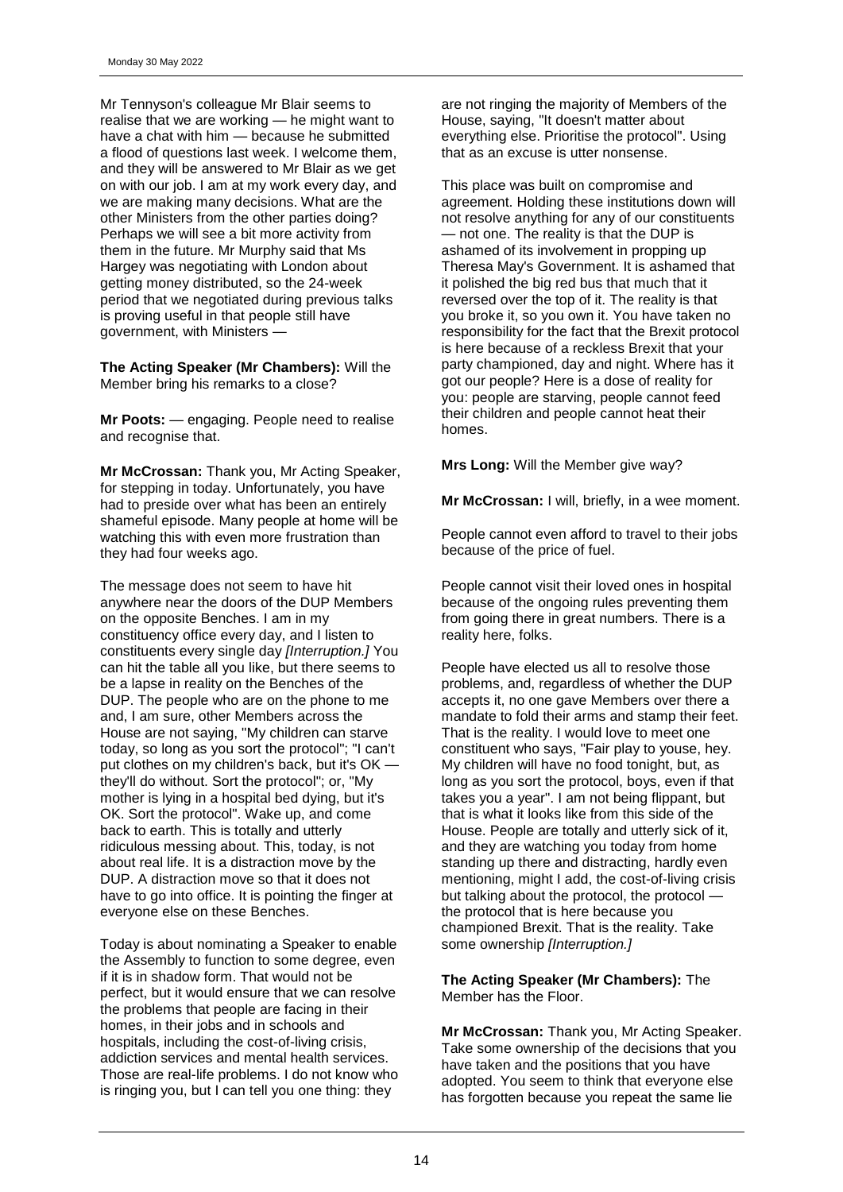Mr Tennyson's colleague Mr Blair seems to realise that we are working — he might want to have a chat with him — because he submitted a flood of questions last week. I welcome them, and they will be answered to Mr Blair as we get on with our job. I am at my work every day, and we are making many decisions. What are the other Ministers from the other parties doing? Perhaps we will see a bit more activity from them in the future. Mr Murphy said that Ms Hargey was negotiating with London about getting money distributed, so the 24-week period that we negotiated during previous talks is proving useful in that people still have government, with Ministers —

**The Acting Speaker (Mr Chambers):** Will the Member bring his remarks to a close?

**Mr Poots:** — engaging. People need to realise and recognise that.

**Mr McCrossan:** Thank you, Mr Acting Speaker, for stepping in today. Unfortunately, you have had to preside over what has been an entirely shameful episode. Many people at home will be watching this with even more frustration than they had four weeks ago.

The message does not seem to have hit anywhere near the doors of the DUP Members on the opposite Benches. I am in my constituency office every day, and I listen to constituents every single day *[Interruption.]* You can hit the table all you like, but there seems to be a lapse in reality on the Benches of the DUP. The people who are on the phone to me and, I am sure, other Members across the House are not saying, "My children can starve today, so long as you sort the protocol"; "I can't put clothes on my children's back, but it's OK — they'll do without. Sort the protocol"; or, "My mother is lying in a hospital bed dying, but it's OK. Sort the protocol". Wake up, and come back to earth. This is totally and utterly ridiculous messing about. This, today, is not about real life. It is a distraction move by the DUP. A distraction move so that it does not have to go into office. It is pointing the finger at everyone else on these Benches.

Today is about nominating a Speaker to enable the Assembly to function to some degree, even if it is in shadow form. That would not be perfect, but it would ensure that we can resolve the problems that people are facing in their homes, in their jobs and in schools and hospitals, including the cost-of-living crisis, addiction services and mental health services. Those are real-life problems. I do not know who is ringing you, but I can tell you one thing: they are not ringing the majority of Members of the House, saying, "It doesn't matter about everything else. Prioritise the protocol". Using that as an excuse is utter nonsense.

This place was built on compromise and agreement. Holding these institutions down will not resolve anything for any of our constituents — not one. The reality is that the DUP is ashamed of its involvement in propping up Theresa May's Government. It is ashamed that it polished the big red bus that much that it reversed over the top of it. The reality is that you broke it, so you own it. You have taken no responsibility for the fact that the Brexit protocol is here because of a reckless Brexit that your party championed, day and night. Where has it got our people? Here is a dose of reality for you: people are starving, people cannot feed their children and people cannot heat their homes.

**Mrs Long:** Will the Member give way?

**Mr McCrossan:** I will, briefly, in a wee moment.

People cannot even afford to travel to their jobs because of the price of fuel.

People cannot visit their loved ones in hospital because of the ongoing rules preventing them from going there in great numbers. There is a reality here, folks.

People have elected us all to resolve those problems, and, regardless of whether the DUP accepts it, no one gave Members over there a mandate to fold their arms and stamp their feet. That is the reality. I would love to meet one constituent who says, "Fair play to youse, hey. My children will have no food tonight, but, as long as you sort the protocol, boys, even if that takes you a year". I am not being flippant, but that is what it looks like from this side of the House. People are totally and utterly sick of it, and they are watching you today from home standing up there and distracting, hardly even mentioning, might I add, the cost-of-living crisis but talking about the protocol, the protocol — the protocol that is here because you championed Brexit. That is the reality. Take some ownership *[Interruption.]*

**The Acting Speaker (Mr Chambers):** The Member has the Floor.

**Mr McCrossan:** Thank you, Mr Acting Speaker. Take some ownership of the decisions that you have taken and the positions that you have adopted. You seem to think that everyone else has forgotten because you repeat the same lie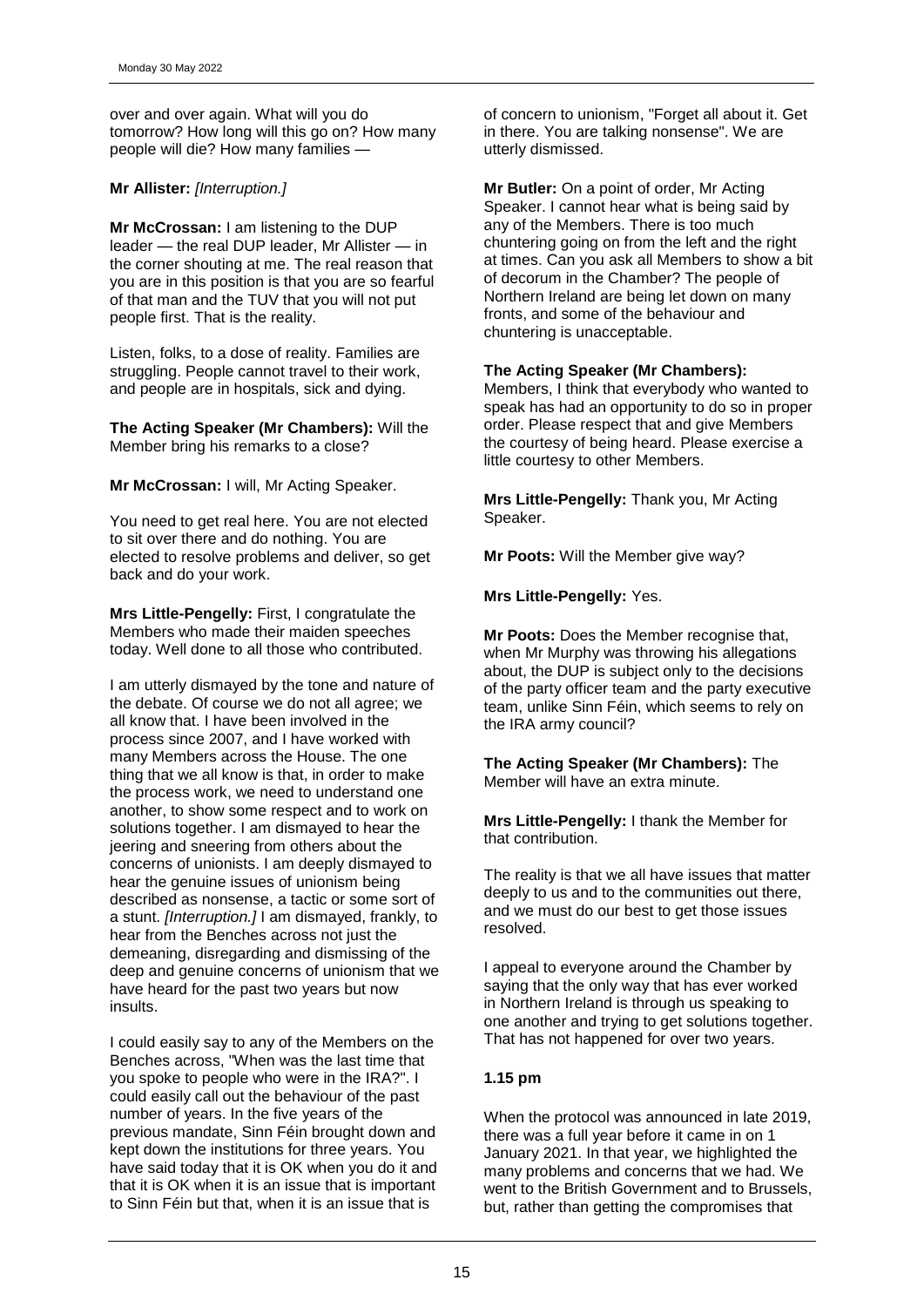over and over again. What will you do tomorrow? How long will this go on? How many people will die? How many families —

**Mr Allister:** *[Interruption.]*

**Mr McCrossan:** I am listening to the DUP leader — the real DUP leader, Mr Allister — in the corner shouting at me. The real reason that you are in this position is that you are so fearful of that man and the TUV that you will not put people first. That is the reality.

Listen, folks, to a dose of reality. Families are struggling. People cannot travel to their work, and people are in hospitals, sick and dying.

**The Acting Speaker (Mr Chambers):** Will the Member bring his remarks to a close?

**Mr McCrossan:** I will, Mr Acting Speaker.

You need to get real here. You are not elected to sit over there and do nothing. You are elected to resolve problems and deliver, so get back and do your work.

**Mrs Little-Pengelly:** First, I congratulate the Members who made their maiden speeches today. Well done to all those who contributed.

I am utterly dismayed by the tone and nature of the debate. Of course we do not all agree; we all know that. I have been involved in the process since 2007, and I have worked with many Members across the House. The one thing that we all know is that, in order to make the process work, we need to understand one another, to show some respect and to work on solutions together. I am dismayed to hear the jeering and sneering from others about the concerns of unionists. I am deeply dismayed to hear the genuine issues of unionism being described as nonsense, a tactic or some sort of a stunt. *[Interruption.]* I am dismayed, frankly, to hear from the Benches across not just the demeaning, disregarding and dismissing of the deep and genuine concerns of unionism that we have heard for the past two years but now insults.

I could easily say to any of the Members on the Benches across, "When was the last time that you spoke to people who were in the IRA?". I could easily call out the behaviour of the past number of years. In the five years of the previous mandate, Sinn Féin brought down and kept down the institutions for three years. You have said today that it is OK when you do it and that it is OK when it is an issue that is important to Sinn Féin but that, when it is an issue that is of concern to unionism, "Forget all about it. Get in there. You are talking nonsense". We are utterly dismissed.

**Mr Butler:** On a point of order, Mr Acting Speaker. I cannot hear what is being said by any of the Members. There is too much chuntering going on from the left and the right at times. Can you ask all Members to show a bit of decorum in the Chamber? The people of Northern Ireland are being let down on many fronts, and some of the behaviour and chuntering is unacceptable.

**The Acting Speaker (Mr Chambers):** Members, I think that everybody who wanted to speak has had an opportunity to do so in proper order. Please respect that and give Members the courtesy of being heard. Please exercise a little courtesy to other Members.

**Mrs Little-Pengelly:** Thank you, Mr Acting Speaker.

**Mr Poots:** Will the Member give way?

**Mrs Little-Pengelly:** Yes.

**Mr Poots:** Does the Member recognise that, when Mr Murphy was throwing his allegations about, the DUP is subject only to the decisions of the party officer team and the party executive team, unlike Sinn Féin, which seems to rely on the IRA army council?

**The Acting Speaker (Mr Chambers):** The Member will have an extra minute.

**Mrs Little-Pengelly:** I thank the Member for that contribution.

The reality is that we all have issues that matter deeply to us and to the communities out there, and we must do our best to get those issues resolved.

I appeal to everyone around the Chamber by saying that the only way that has ever worked in Northern Ireland is through us speaking to one another and trying to get solutions together. That has not happened for over two years.

**1.15 pm**

When the protocol was announced in late 2019, there was a full year before it came in on 1 January 2021. In that year, we highlighted the many problems and concerns that we had. We went to the British Government and to Brussels, but, rather than getting the compromises that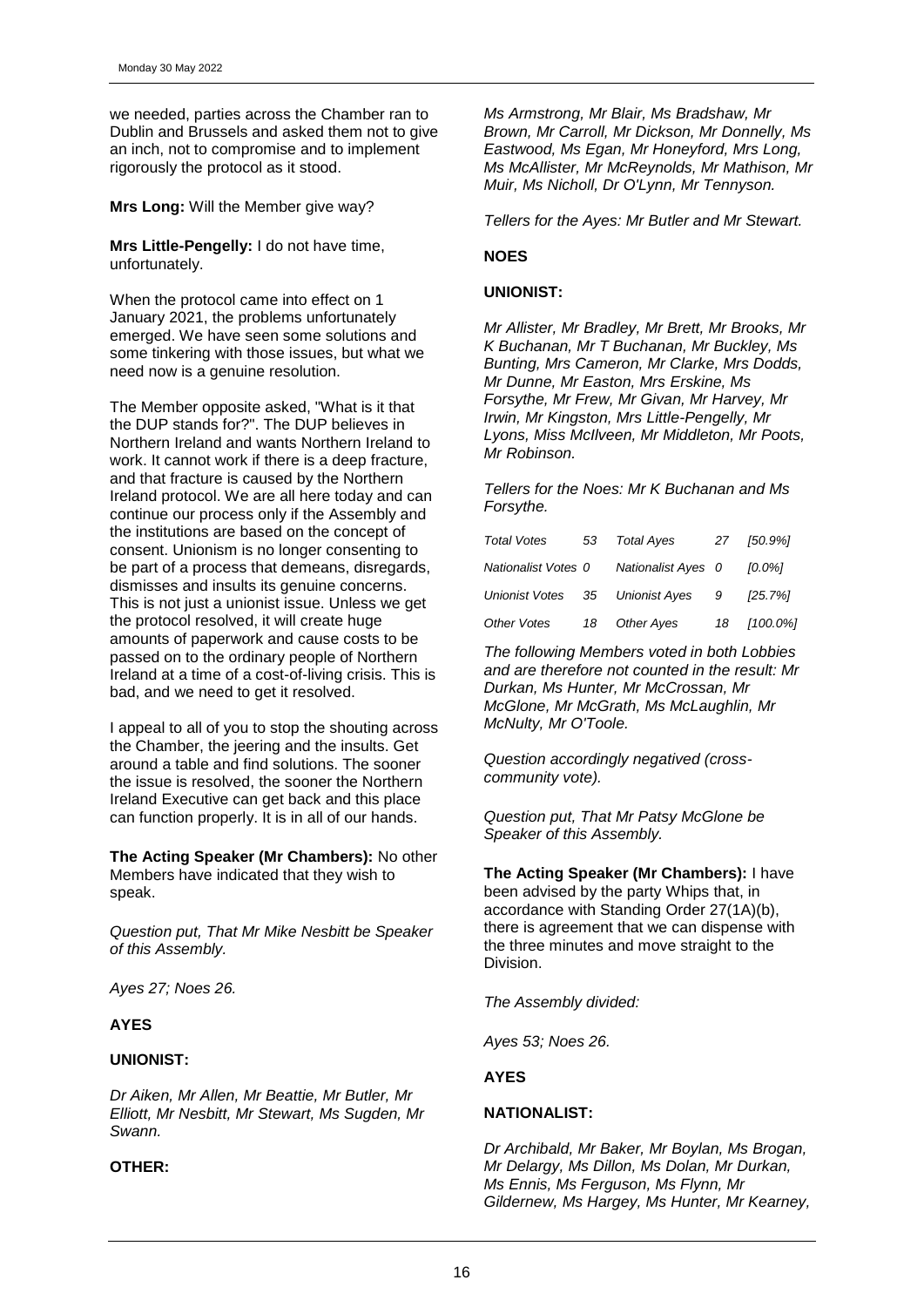we needed, parties across the Chamber ran to Dublin and Brussels and asked them not to give an inch, not to compromise and to implement rigorously the protocol as it stood.

**Mrs Long:** Will the Member give way?

**Mrs Little-Pengelly:** I do not have time, unfortunately.

When the protocol came into effect on 1 January 2021, the problems unfortunately emerged. We have seen some solutions and some tinkering with those issues, but what we need now is a genuine resolution.

The Member opposite asked, "What is it that the DUP stands for?". The DUP believes in Northern Ireland and wants Northern Ireland to work. It cannot work if there is a deep fracture, and that fracture is caused by the Northern Ireland protocol. We are all here today and can continue our process only if the Assembly and the institutions are based on the concept of consent. Unionism is no longer consenting to be part of a process that demeans, disregards, dismisses and insults its genuine concerns. This is not just a unionist issue. Unless we get the protocol resolved, it will create huge amounts of paperwork and cause costs to be passed on to the ordinary people of Northern Ireland at a time of a cost-of-living crisis. This is bad, and we need to get it resolved.

I appeal to all of you to stop the shouting across the Chamber, the jeering and the insults. Get around a table and find solutions. The sooner the issue is resolved, the sooner the Northern Ireland Executive can get back and this place can function properly. It is in all of our hands.

**The Acting Speaker (Mr Chambers):** No other Members have indicated that they wish to speak.

*Question put, That Mr Mike Nesbitt be Speaker of this Assembly.*

*Ayes 27; Noes 26.*

**AYES**

**UNIONIST:**

*Dr Aiken, Mr Allen, Mr Beattie, Mr Butler, Mr Elliott, Mr Nesbitt, Mr Stewart, Ms Sugden, Mr Swann.*

**OTHER:**

*Ms Armstrong, Mr Blair, Ms Bradshaw, Mr Brown, Mr Carroll, Mr Dickson, Mr Donnelly, Ms Eastwood, Ms Egan, Mr Honeyford, Mrs Long, Ms McAllister, Mr McReynolds, Mr Mathison, Mr Muir, Ms Nicholl, Dr O'Lynn, Mr Tennyson.*

*Tellers for the Ayes: Mr Butler and Mr Stewart.*

**NOES**

**UNIONIST:**

*Mr Allister, Mr Bradley, Mr Brett, Mr Brooks, Mr K Buchanan, Mr T Buchanan, Mr Buckley, Ms Bunting, Mrs Cameron, Mr Clarke, Mrs Dodds, Mr Dunne, Mr Easton, Mrs Erskine, Ms Forsythe, Mr Frew, Mr Givan, Mr Harvey, Mr Irwin, Mr Kingston, Mrs Little-Pengelly, Mr Lyons, Miss McIlveen, Mr Middleton, Mr Poots, Mr Robinson.*

*Tellers for the Noes: Mr K Buchanan and Ms Forsythe.*

| | | | | |
|---|---|---|---|---|
| *Total Votes* | *53* | *Total Ayes* | *27* | *[50.9%]* |
| *Nationalist Votes* | *0* | *Nationalist Ayes* | *0* | *[0.0%]* |
| *Unionist Votes* | *35* | *Unionist Ayes* | *9* | *[25.7%]* |
| *Other Votes* | *18* | *Other Ayes* | *18* | *[100.0%]* |

*The following Members voted in both Lobbies and are therefore not counted in the result: Mr Durkan, Ms Hunter, Mr McCrossan, Mr McGlone, Mr McGrath, Ms McLaughlin, Mr McNulty, Mr O'Toole.*

*Question accordingly negatived (cross-community vote).*

*Question put, That Mr Patsy McGlone be Speaker of this Assembly.*

**The Acting Speaker (Mr Chambers):** I have been advised by the party Whips that, in accordance with Standing Order 27(1A)(b), there is agreement that we can dispense with the three minutes and move straight to the Division.

*The Assembly divided:*

*Ayes 53; Noes 26.*

**AYES**

**NATIONALIST:**

*Dr Archibald, Mr Baker, Mr Boylan, Ms Brogan, Mr Delargy, Ms Dillon, Ms Dolan, Mr Durkan, Ms Ennis, Ms Ferguson, Ms Flynn, Mr Gildernew, Ms Hargey, Ms Hunter, Mr Kearney,*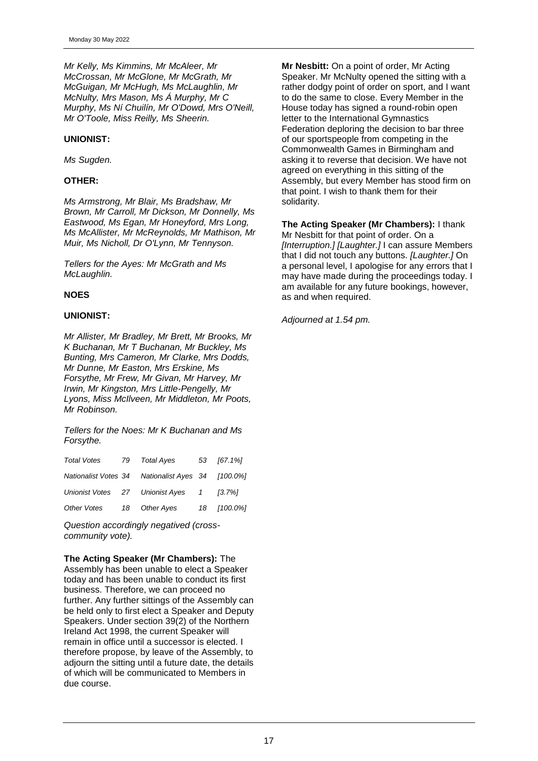*Mr Kelly, Ms Kimmins, Mr McAleer, Mr McCrossan, Mr McGlone, Mr McGrath, Mr McGuigan, Mr McHugh, Ms McLaughlin, Mr McNulty, Mrs Mason, Ms Á Murphy, Mr C Murphy, Ms Ní Chuilín, Mr O'Dowd, Mrs O'Neill, Mr O'Toole, Miss Reilly, Ms Sheerin.*

**UNIONIST:**

*Ms Sugden.*

**OTHER:**

*Ms Armstrong, Mr Blair, Ms Bradshaw, Mr Brown, Mr Carroll, Mr Dickson, Mr Donnelly, Ms Eastwood, Ms Egan, Mr Honeyford, Mrs Long, Ms McAllister, Mr McReynolds, Mr Mathison, Mr Muir, Ms Nicholl, Dr O'Lynn, Mr Tennyson.*

*Tellers for the Ayes: Mr McGrath and Ms McLaughlin.*

**NOES**

**UNIONIST:**

*Mr Allister, Mr Bradley, Mr Brett, Mr Brooks, Mr K Buchanan, Mr T Buchanan, Mr Buckley, Ms Bunting, Mrs Cameron, Mr Clarke, Mrs Dodds, Mr Dunne, Mr Easton, Mrs Erskine, Ms Forsythe, Mr Frew, Mr Givan, Mr Harvey, Mr Irwin, Mr Kingston, Mrs Little-Pengelly, Mr Lyons, Miss McIlveen, Mr Middleton, Mr Poots, Mr Robinson.*

*Tellers for the Noes: Mr K Buchanan and Ms Forsythe.*

| | | | | |
|---|---|---|---|---|
| *Total Votes* | *79* | *Total Ayes* | *53* | *[67.1%]* |
| *Nationalist Votes* | *34* | *Nationalist Ayes* | *34* | *[100.0%]* |
| *Unionist Votes* | *27* | *Unionist Ayes* | *1* | *[3.7%]* |
| *Other Votes* | *18* | *Other Ayes* | *18* | *[100.0%]* |

*Question accordingly negatived (cross-community vote).*

**The Acting Speaker (Mr Chambers):** The Assembly has been unable to elect a Speaker today and has been unable to conduct its first business. Therefore, we can proceed no further. Any further sittings of the Assembly can be held only to first elect a Speaker and Deputy Speakers. Under section 39(2) of the Northern Ireland Act 1998, the current Speaker will remain in office until a successor is elected. I therefore propose, by leave of the Assembly, to adjourn the sitting until a future date, the details of which will be communicated to Members in due course.

**Mr Nesbitt:** On a point of order, Mr Acting Speaker. Mr McNulty opened the sitting with a rather dodgy point of order on sport, and I want to do the same to close. Every Member in the House today has signed a round-robin open letter to the International Gymnastics Federation deploring the decision to bar three of our sportspeople from competing in the Commonwealth Games in Birmingham and asking it to reverse that decision. We have not agreed on everything in this sitting of the Assembly, but every Member has stood firm on that point. I wish to thank them for their solidarity.

**The Acting Speaker (Mr Chambers):** I thank Mr Nesbitt for that point of order. On a *[Interruption.] [Laughter.]* I can assure Members that I did not touch any buttons. *[Laughter.]* On a personal level, I apologise for any errors that I may have made during the proceedings today. I am available for any future bookings, however, as and when required.

*Adjourned at 1.54 pm.*